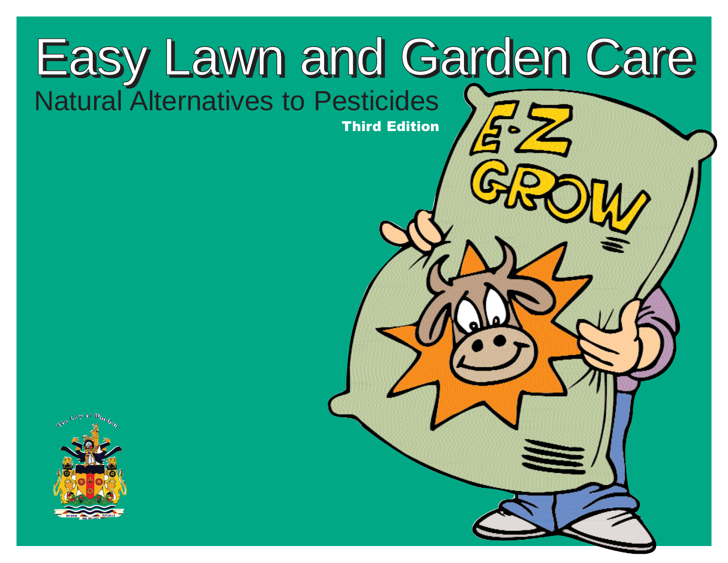# Easy Lawn and Garden Care

## Natural Alternatives to Pesticides

**Third Edition**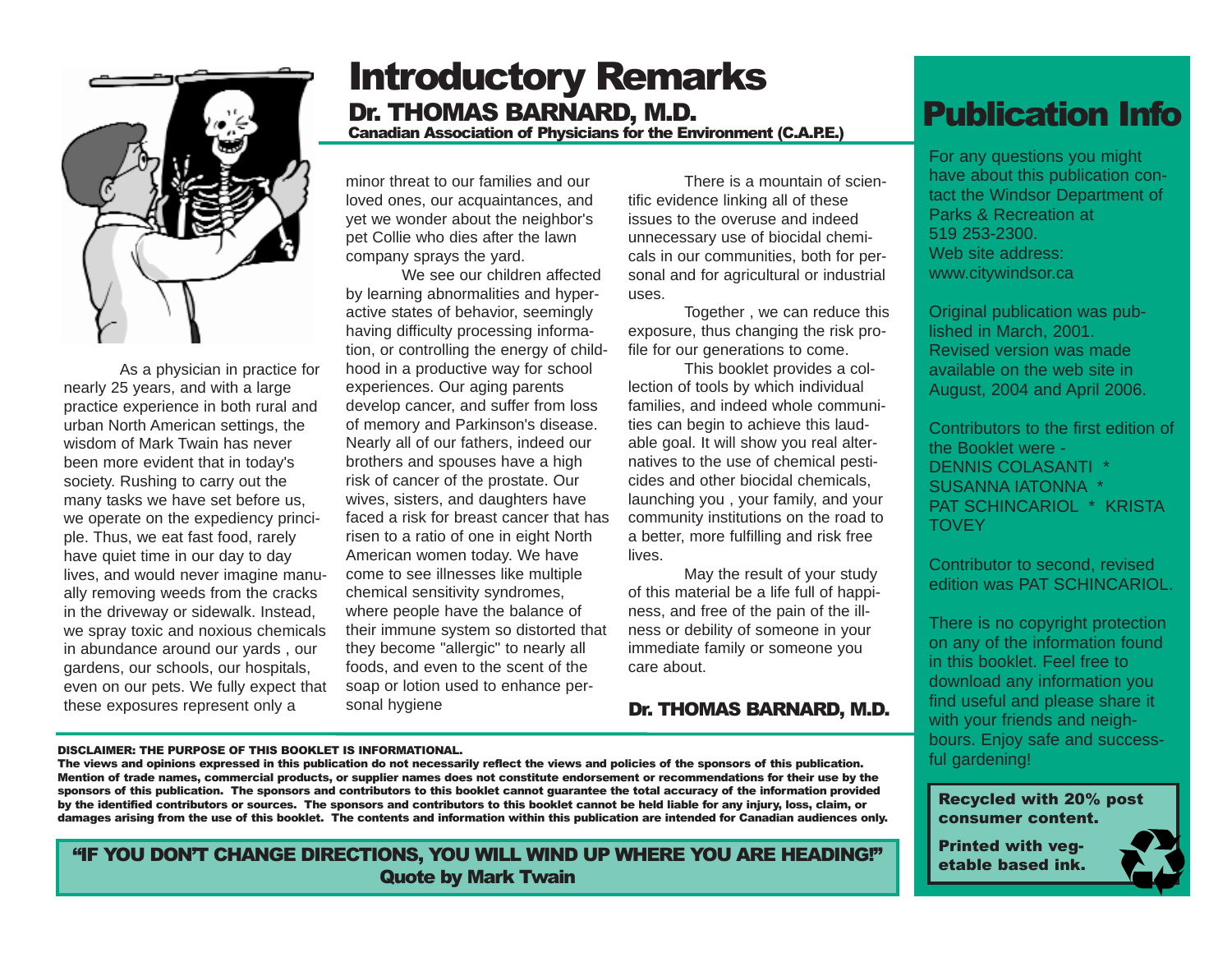# Introductory Remarks

## Dr. THOMAS BARNARD, M.D.

**Canadian Association of Physicians for the Environment (C.A.P.E.)**

As a physician in practice for nearly 25 years, and with a large practice experience in both rural and urban North American settings, the wisdom of Mark Twain has never been more evident that in today's society. Rushing to carry out the many tasks we have set before us, we operate on the expediency principle. Thus, we eat fast food, rarely have quiet time in our day to day lives, and would never imagine manually removing weeds from the cracks in the driveway or sidewalk. Instead, we spray toxic and noxious chemicals in abundance around our yards , our gardens, our schools, our hospitals, even on our pets. We fully expect that these exposures represent only a minor threat to our families and our loved ones, our acquaintances, and yet we wonder about the neighbor's pet Collie who dies after the lawn company sprays the yard.

We see our children affected by learning abnormalities and hyperactive states of behavior, seemingly having difficulty processing information, or controlling the energy of childhood in a productive way for school experiences. Our aging parents develop cancer, and suffer from loss of memory and Parkinson's disease. Nearly all of our fathers, indeed our brothers and spouses have a high risk of cancer of the prostate. Our wives, sisters, and daughters have faced a risk for breast cancer that has risen to a ratio of one in eight North American women today. We have come to see illnesses like multiple chemical sensitivity syndromes, where people have the balance of their immune system so distorted that they become "allergic" to nearly all foods, and even to the scent of the soap or lotion used to enhance personal hygiene

There is a mountain of scientific evidence linking all of these issues to the overuse and indeed unnecessary use of biocidal chemicals in our communities, both for personal and for agricultural or industrial uses.

Together , we can reduce this exposure, thus changing the risk profile for our generations to come.

This booklet provides a collection of tools by which individual families, and indeed whole communities can begin to achieve this laudable goal. It will show you real alternatives to the use of chemical pesticides and other biocidal chemicals, launching you , your family, and your community institutions on the road to a better, more fulfilling and risk free lives.

May the result of your study of this material be a life full of happiness, and free of the pain of the illness or debility of someone in your immediate family or someone you care about.

**Dr. THOMAS BARNARD, M.D.**

**DISCLAIMER: THE PURPOSE OF THIS BOOKLET IS INFORMATIONAL.**
**The views and opinions expressed in this publication do not necessarily reflect the views and policies of the sponsors of this publication. Mention of trade names, commercial products, or supplier names does not constitute endorsement or recommendations for their use by the sponsors of this publication. The sponsors and contributors to this booklet cannot guarantee the total accuracy of the information provided by the identified contributors or sources. The sponsors and contributors to this booklet cannot be held liable for any injury, loss, claim, or damages arising from the use of this booklet. The contents and information within this publication are intended for Canadian audiences only.**

**"IF YOU DON'T CHANGE DIRECTIONS, YOU WILL WIND UP WHERE YOU ARE HEADING!"**
**Quote by Mark Twain**

# Publication Info

For any questions you might have about this publication contact the Windsor Department of Parks & Recreation at 519 253-2300.
Web site address: www.citywindsor.ca

Original publication was published in March, 2001. Revised version was made available on the web site in August, 2004 and April 2006.

Contributors to the first edition of the Booklet were - DENNIS COLASANTI * SUSANNA IATONNA * PAT SCHINCARIOL * KRISTA TOVEY

Contributor to second, revised edition was PAT SCHINCARIOL.

There is no copyright protection on any of the information found in this booklet. Feel free to download any information you find useful and please share it with your friends and neighbours. Enjoy safe and successful gardening!

**Recycled with 20% post consumer content.**

**Printed with vegetable based ink.**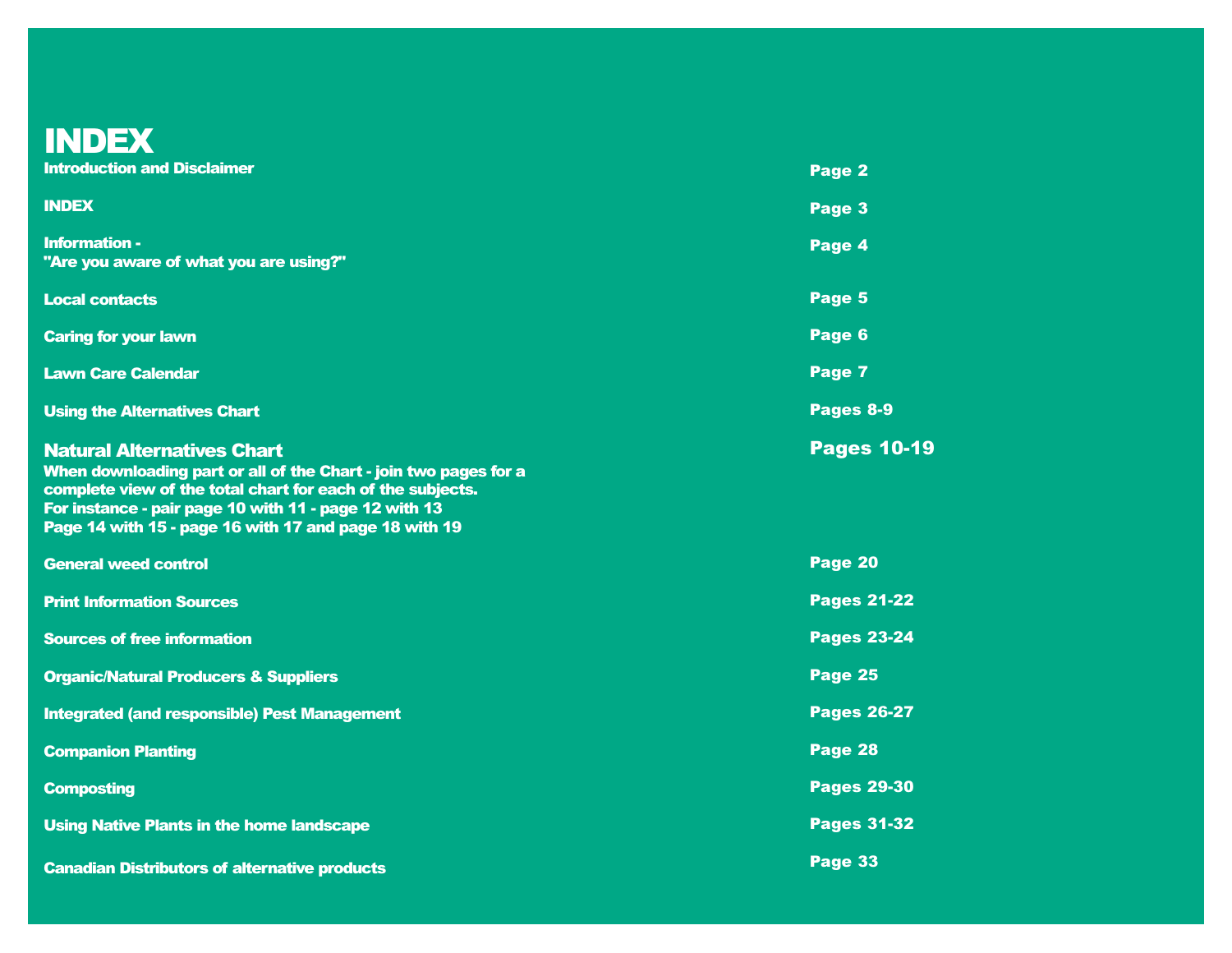# INDEX

| | |
|---|---|
| Introduction and Disclaimer | Page 2 |
| INDEX | Page 3 |
| Information - "Are you aware of what you are using?" | Page 4 |
| Local contacts | Page 5 |
| Caring for your lawn | Page 6 |
| Lawn Care Calendar | Page 7 |
| Using the Alternatives Chart | Pages 8-9 |
| **Natural Alternatives Chart** When downloading part or all of the Chart - join two pages for a complete view of the total chart for each of the subjects. For instance - pair page 10 with 11 - page 12 with 13 Page 14 with 15 - page 16 with 17 and page 18 with 19 | **Pages 10-19** |
| General weed control | Page 20 |
| Print Information Sources | Pages 21-22 |
| Sources of free information | Pages 23-24 |
| Organic/Natural Producers & Suppliers | Page 25 |
| Integrated (and responsible) Pest Management | Pages 26-27 |
| Companion Planting | Page 28 |
| Composting | Pages 29-30 |
| Using Native Plants in the home landscape | Pages 31-32 |
| Canadian Distributors of alternative products | Page 33 |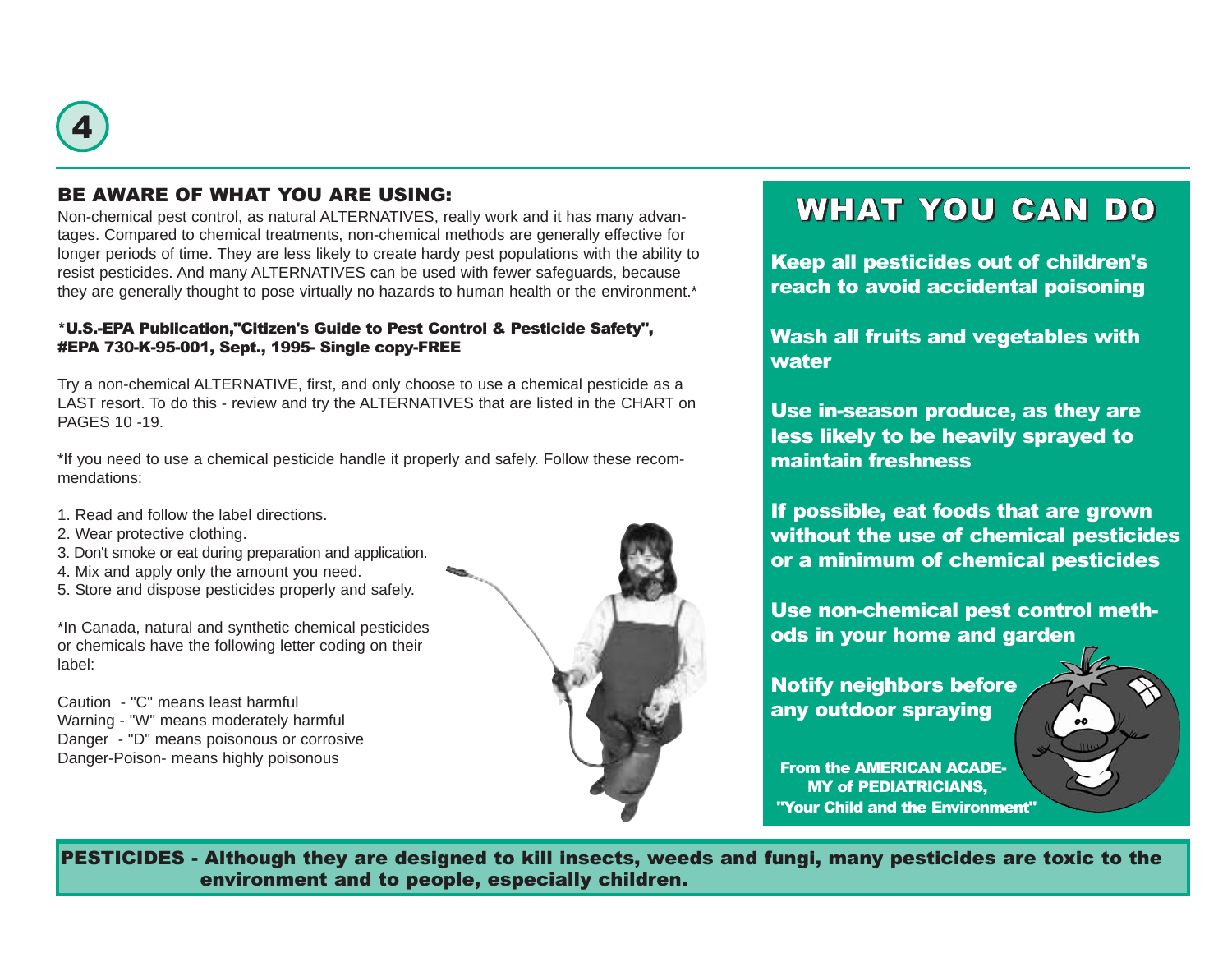## BE AWARE OF WHAT YOU ARE USING:

Non-chemical pest control, as natural ALTERNATIVES, really work and it has many advantages. Compared to chemical treatments, non-chemical methods are generally effective for longer periods of time. They are less likely to create hardy pest populations with the ability to resist pesticides. And many ALTERNATIVES can be used with fewer safeguards, because they are generally thought to pose virtually no hazards to human health or the environment.*

**\*U.S.-EPA Publication,"Citizen's Guide to Pest Control & Pesticide Safety", #EPA 730-K-95-001, Sept., 1995- Single copy-FREE**

Try a non-chemical ALTERNATIVE, first, and only choose to use a chemical pesticide as a LAST resort. To do this - review and try the ALTERNATIVES that are listed in the CHART on PAGES 10 -19.

*If you need to use a chemical pesticide handle it properly and safely. Follow these recommendations:

1. Read and follow the label directions.
2. Wear protective clothing.
3. Don't smoke or eat during preparation and application.
4. Mix and apply only the amount you need.
5. Store and dispose pesticides properly and safely.

*In Canada, natural and synthetic chemical pesticides or chemicals have the following letter coding on their label:

Caution - "C" means least harmful
Warning - "W" means moderately harmful
Danger - "D" means poisonous or corrosive
Danger-Poison- means highly poisonous

## WHAT YOU CAN DO

**Keep all pesticides out of children's reach to avoid accidental poisoning**

**Wash all fruits and vegetables with water**

**Use in-season produce, as they are less likely to be heavily sprayed to maintain freshness**

**If possible, eat foods that are grown without the use of chemical pesticides or a minimum of chemical pesticides**

**Use non-chemical pest control methods in your home and garden**

**Notify neighbors before any outdoor spraying**

**From the AMERICAN ACADEMY of PEDIATRICIANS, "Your Child and the Environment"**

**PESTICIDES - Although they are designed to kill insects, weeds and fungi, many pesticides are toxic to the environment and to people, especially children.**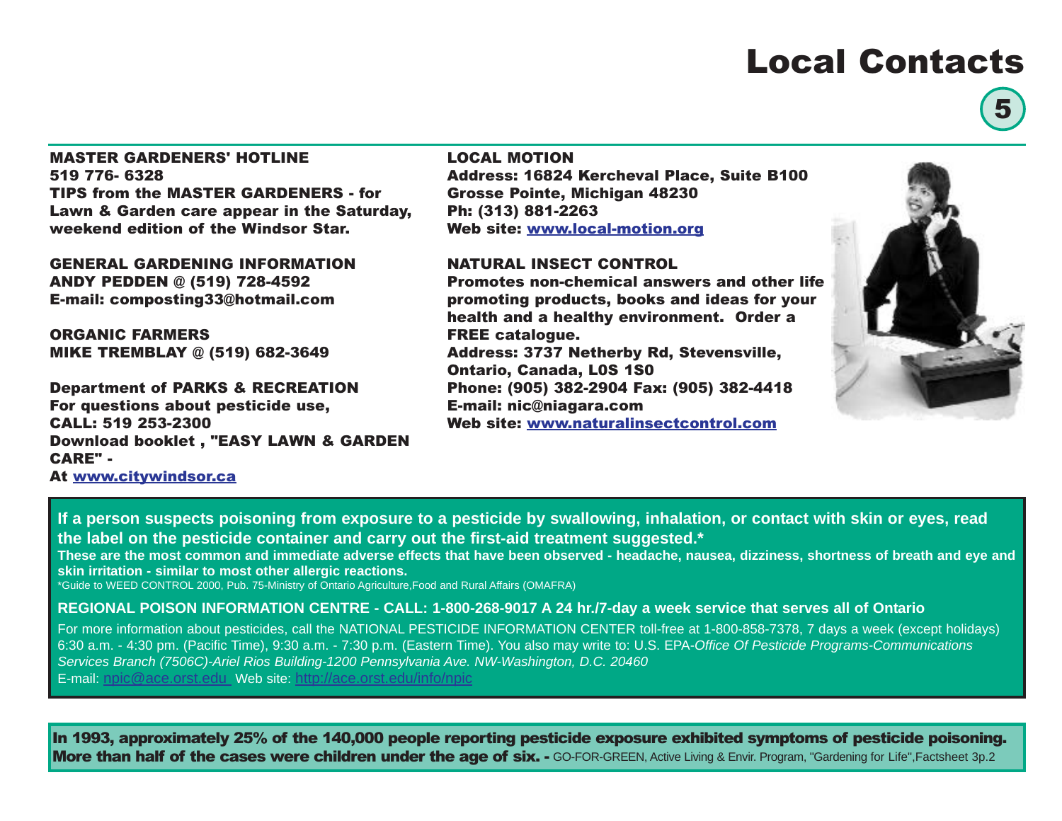# Local Contacts

**MASTER GARDENERS' HOTLINE**
**519 776- 6328**
**TIPS from the MASTER GARDENERS - for Lawn & Garden care appear in the Saturday, weekend edition of the Windsor Star.**

**GENERAL GARDENING INFORMATION**
**ANDY PEDDEN @ (519) 728-4592**
**E-mail: composting33@hotmail.com**

**ORGANIC FARMERS**
**MIKE TREMBLAY @ (519) 682-3649**

**Department of PARKS & RECREATION**
**For questions about pesticide use, CALL: 519 253-2300**
**Download booklet , "EASY LAWN & GARDEN CARE" -**
**At www.citywindsor.ca**

**LOCAL MOTION**
**Address: 16824 Kercheval Place, Suite B100**
**Grosse Pointe, Michigan 48230**
**Ph: (313) 881-2263**
**Web site: www.local-motion.org**

**NATURAL INSECT CONTROL**
**Promotes non-chemical answers and other life promoting products, books and ideas for your health and a healthy environment. Order a FREE catalogue.**
**Address: 3737 Netherby Rd, Stevensville, Ontario, Canada, L0S 1S0**
**Phone: (905) 382-2904 Fax: (905) 382-4418**
**E-mail: nic@niagara.com**
**Web site: www.naturalinsectcontrol.com**

**If a person suspects poisoning from exposure to a pesticide by swallowing, inhalation, or contact with skin or eyes, read the label on the pesticide container and carry out the first-aid treatment suggested.***
**These are the most common and immediate adverse effects that have been observed - headache, nausea, dizziness, shortness of breath and eye and skin irritation - similar to most other allergic reactions.**
*Guide to WEED CONTROL 2000, Pub. 75-Ministry of Ontario Agriculture,Food and Rural Affairs (OMAFRA)

**REGIONAL POISON INFORMATION CENTRE - CALL: 1-800-268-9017 A 24 hr./7-day a week service that serves all of Ontario**

For more information about pesticides, call the NATIONAL PESTICIDE INFORMATION CENTER toll-free at 1-800-858-7378, 7 days a week (except holidays) 6:30 a.m. - 4:30 pm. (Pacific Time), 9:30 a.m. - 7:30 p.m. (Eastern Time). You also may write to: U.S. EPA-*Office Of Pesticide Programs-Communications Services Branch (7506C)-Ariel Rios Building-1200 Pennsylvania Ave. NW-Washington, D.C. 20460*
E-mail: npic@ace.orst.edu Web site: http://ace.orst.edu/info/npic

**In 1993, approximately 25% of the 140,000 people reporting pesticide exposure exhibited symptoms of pesticide poisoning. More than half of the cases were children under the age of six. -** GO-FOR-GREEN, Active Living & Envir. Program, "Gardening for Life",Factsheet 3p.2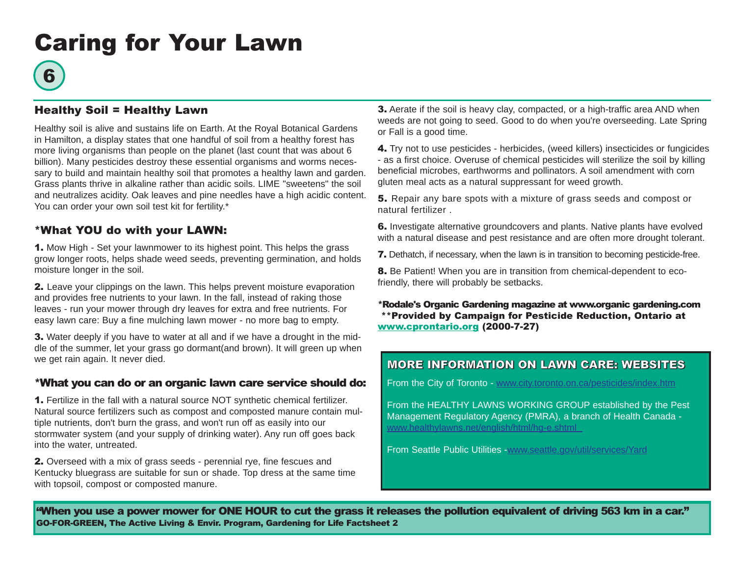# Caring for Your Lawn

6

## Healthy Soil = Healthy Lawn

Healthy soil is alive and sustains life on Earth. At the Royal Botanical Gardens in Hamilton, a display states that one handful of soil from a healthy forest has more living organisms than people on the planet (last count that was about 6 billion). Many pesticides destroy these essential organisms and worms necessary to build and maintain healthy soil that promotes a healthy lawn and garden. Grass plants thrive in alkaline rather than acidic soils. LIME "sweetens" the soil and neutralizes acidity. Oak leaves and pine needles have a high acidic content. You can order your own soil test kit for fertility.*

## *What YOU do with your LAWN:

**1.** Mow High - Set your lawnmower to its highest point. This helps the grass grow longer roots, helps shade weed seeds, preventing germination, and holds moisture longer in the soil.

**2.** Leave your clippings on the lawn. This helps prevent moisture evaporation and provides free nutrients to your lawn. In the fall, instead of raking those leaves - run your mower through dry leaves for extra and free nutrients. For easy lawn care: Buy a fine mulching lawn mower - no more bag to empty.

**3.** Water deeply if you have to water at all and if we have a drought in the middle of the summer, let your grass go dormant(and brown). It will green up when we get rain again. It never died.

## *What you can do or an organic lawn care service should do:

**1.** Fertilize in the fall with a natural source NOT synthetic chemical fertilizer. Natural source fertilizers such as compost and composted manure contain multiple nutrients, don't burn the grass, and won't run off as easily into our stormwater system (and your supply of drinking water). Any run off goes back into the water, untreated.

**2.** Overseed with a mix of grass seeds - perennial rye, fine fescues and Kentucky bluegrass are suitable for sun or shade. Top dress at the same time with topsoil, compost or composted manure.

**3.** Aerate if the soil is heavy clay, compacted, or a high-traffic area AND when weeds are not going to seed. Good to do when you're overseeding. Late Spring or Fall is a good time.

**4.** Try not to use pesticides - herbicides, (weed killers) insecticides or fungicides - as a first choice. Overuse of chemical pesticides will sterilize the soil by killing beneficial microbes, earthworms and pollinators. A soil amendment with corn gluten meal acts as a natural suppressant for weed growth.

**5.** Repair any bare spots with a mixture of grass seeds and compost or natural fertilizer .

**6.** Investigate alternative groundcovers and plants. Native plants have evolved with a natural disease and pest resistance and are often more drought tolerant.

**7.** Dethatch, if necessary, when the lawn is in transition to becoming pesticide-free.

**8.** Be Patient! When you are in transition from chemical-dependent to eco-friendly, there will probably be setbacks.

**\*Rodale's Organic Gardening magazine at www.organic gardening.com**
**\*\*Provided by Campaign for Pesticide Reduction, Ontario at [www.cprontario.org](http://www.cprontario.org) (2000-7-27)**

### MORE INFORMATION ON LAWN CARE: WEBSITES

From the City of Toronto - [www.city.toronto.on.ca/pesticides/index.htm](http://www.city.toronto.on.ca/pesticides/index.htm)

From the HEALTHY LAWNS WORKING GROUP established by the Pest Management Regulatory Agency (PMRA), a branch of Health Canada - [www.healthylawns.net/english/html/hg-e.shtml](http://www.healthylawns.net/english/html/hg-e.shtml)

From Seattle Public Utilities -[www.seattle.gov/util/services/Yard](http://www.seattle.gov/util/services/Yard)

**"When you use a power mower for ONE HOUR to cut the grass it releases the pollution equivalent of driving 563 km in a car."**
**GO-FOR-GREEN, The Active Living & Envir. Program, Gardening for Life Factsheet 2**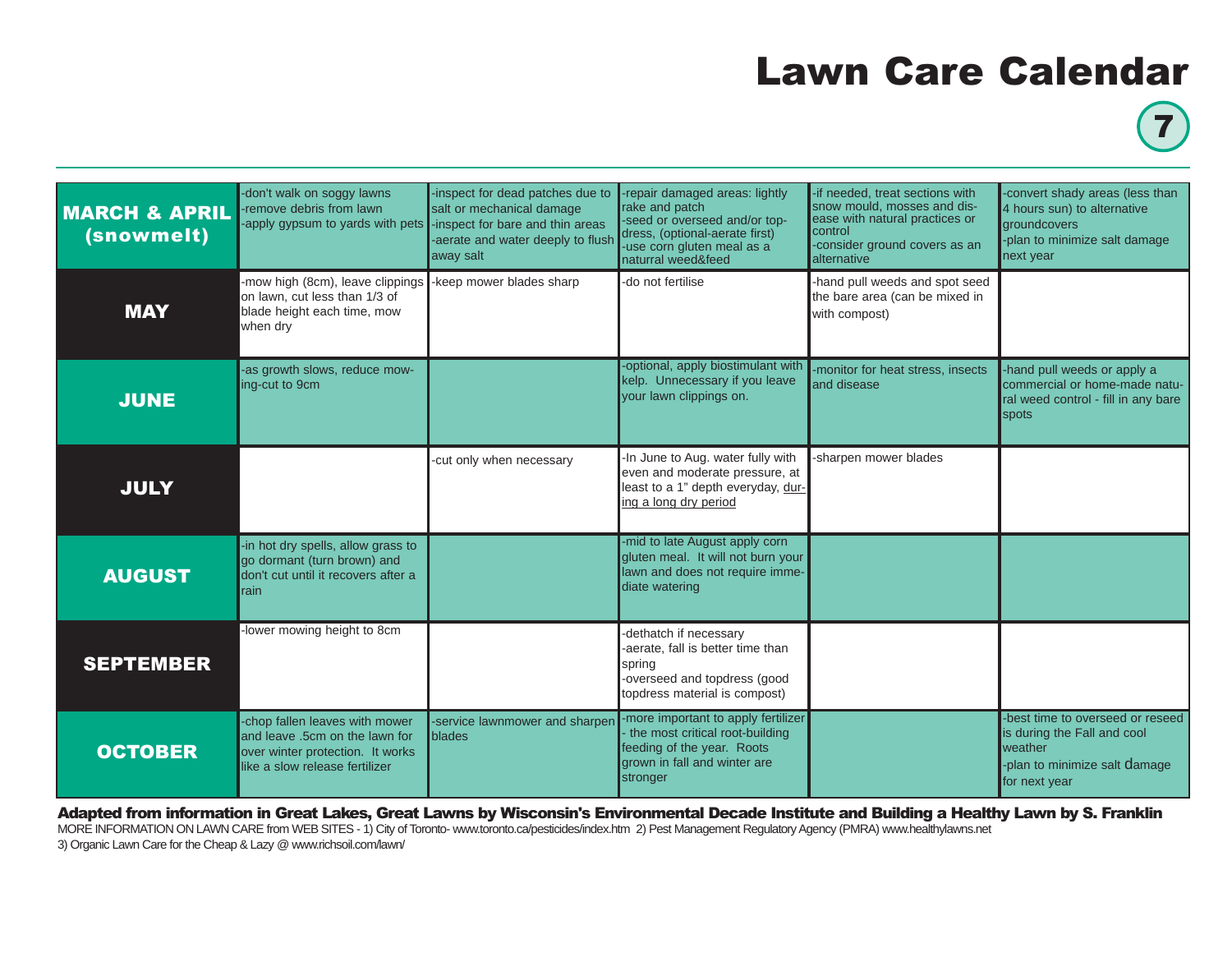# Lawn Care Calendar

| | | | | | |
|---|---|---|---|---|---|
| **MARCH & APRIL (snowmelt)** | -don't walk on soggy lawns<br>-remove debris from lawn<br>-apply gypsum to yards with pets | -inspect for dead patches due to salt or mechanical damage<br>-inspect for bare and thin areas<br>-aerate and water deeply to flush away salt | -repair damaged areas: lightly rake and patch<br>-seed or overseed and/or top-dress, (optional-aerate first)<br>-use corn gluten meal as a naturral weed&feed | -if needed, treat sections with snow mould, mosses and disease with natural practices or control<br>-consider ground covers as an alternative | -convert shady areas (less than 4 hours sun) to alternative groundcovers<br>-plan to minimize salt damage next year |
| **MAY** | -mow high (8cm), leave clippings on lawn, cut less than 1/3 of blade height each time, mow when dry | -keep mower blades sharp | -do not fertilise | -hand pull weeds and spot seed the bare area (can be mixed in with compost) | |
| **JUNE** | -as growth slows, reduce mowing-cut to 9cm | | -optional, apply biostimulant with kelp. Unnecessary if you leave your lawn clippings on. | -monitor for heat stress, insects and disease | -hand pull weeds or apply a commercial or home-made natural weed control - fill in any bare spots |
| **JULY** | | -cut only when necessary | -In June to Aug. water fully with even and moderate pressure, at least to a 1" depth everyday, <u>during a long dry period</u> | -sharpen mower blades | |
| **AUGUST** | -in hot dry spells, allow grass to go dormant (turn brown) and don't cut until it recovers after a rain | | -mid to late August apply corn gluten meal. It will not burn your lawn and does not require immediate watering | | |
| **SEPTEMBER** | -lower mowing height to 8cm | | -dethatch if necessary<br>-aerate, fall is better time than spring<br>-overseed and topdress (good topdress material is compost) | | |
| **OCTOBER** | -chop fallen leaves with mower and leave .5cm on the lawn for over winter protection. It works like a slow release fertilizer | -service lawnmower and sharpen blades | -more important to apply fertilizer - the most critical root-building feeding of the year. Roots grown in fall and winter are stronger | | -best time to overseed or reseed is during the Fall and cool weather<br>-plan to minimize salt damage for next year |

**Adapted from information in Great Lakes, Great Lawns by Wisconsin's Environmental Decade Institute and Building a Healthy Lawn by S. Franklin**

MORE INFORMATION ON LAWN CARE from WEB SITES - 1) City of Toronto- www.toronto.ca/pesticides/index.htm 2) Pest Management Regulatory Agency (PMRA) www.healthylawns.net 3) Organic Lawn Care for the Cheap & Lazy @ www.richsoil.com/lawn/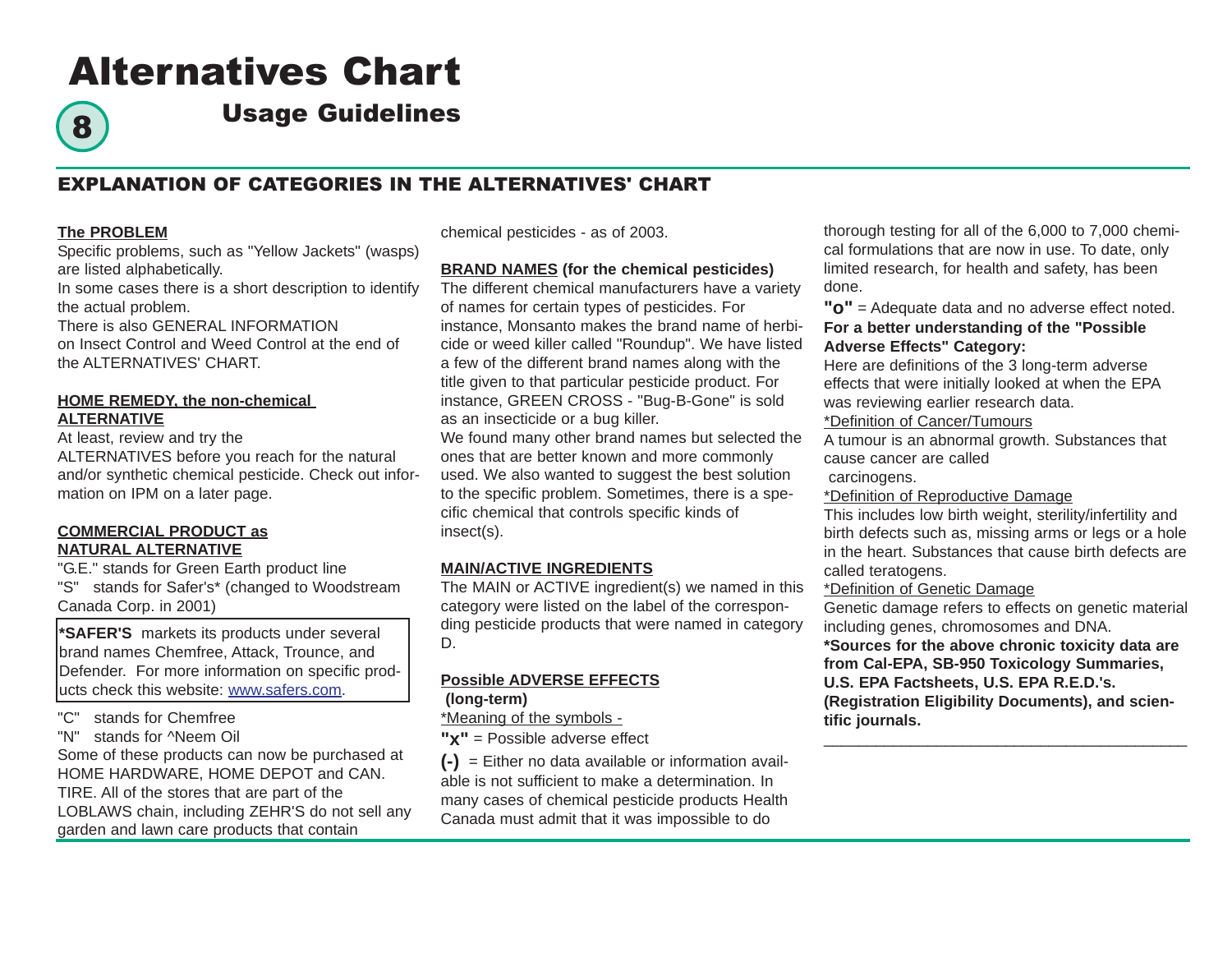# Alternatives Chart

## Usage Guidelines

8

## EXPLANATION OF CATEGORIES IN THE ALTERNATIVES' CHART

**The PROBLEM**

Specific problems, such as "Yellow Jackets" (wasps) are listed alphabetically.

In some cases there is a short description to identify the actual problem.

There is also GENERAL INFORMATION on Insect Control and Weed Control at the end of the ALTERNATIVES' CHART.

**HOME REMEDY, the non-chemical ALTERNATIVE**

At least, review and try the ALTERNATIVES before you reach for the natural and/or synthetic chemical pesticide. Check out information on IPM on a later page.

**COMMERCIAL PRODUCT as NATURAL ALTERNATIVE**

"G.E." stands for Green Earth product line

"S" stands for Safer's* (changed to Woodstream Canada Corp. in 2001)

> ***SAFER'S** markets its products under several brand names Chemfree, Attack, Trounce, and Defender. For more information on specific products check this website: www.safers.com.

"C" stands for Chemfree

"N" stands for ^Neem Oil

Some of these products can now be purchased at HOME HARDWARE, HOME DEPOT and CAN. TIRE. All of the stores that are part of the LOBLAWS chain, including ZEHR'S do not sell any garden and lawn care products that contain chemical pesticides - as of 2003.

**BRAND NAMES (for the chemical pesticides)**

The different chemical manufacturers have a variety of names for certain types of pesticides. For instance, Monsanto makes the brand name of herbicide or weed killer called "Roundup". We have listed a few of the different brand names along with the title given to that particular pesticide product. For instance, GREEN CROSS - "Bug-B-Gone" is sold as an insecticide or a bug killer.

We found many other brand names but selected the ones that are better known and more commonly used. We also wanted to suggest the best solution to the specific problem. Sometimes, there is a specific chemical that controls specific kinds of insect(s).

**MAIN/ACTIVE INGREDIENTS**

The MAIN or ACTIVE ingredient(s) we named in this category were listed on the label of the corresponding pesticide products that were named in category D.

**Possible ADVERSE EFFECTS (long-term)**

*Meaning of the symbols -

**"x"** = Possible adverse effect

**(-)** = Either no data available or information available is not sufficient to make a determination. In many cases of chemical pesticide products Health Canada must admit that it was impossible to do thorough testing for all of the 6,000 to 7,000 chemical formulations that are now in use. To date, only limited research, for health and safety, has been done.

**"o"** = Adequate data and no adverse effect noted.

**For a better understanding of the "Possible Adverse Effects" Category:**

Here are definitions of the 3 long-term adverse effects that were initially looked at when the EPA was reviewing earlier research data.

*Definition of Cancer/Tumours

A tumour is an abnormal growth. Substances that cause cancer are called carcinogens.

*Definition of Reproductive Damage

This includes low birth weight, sterility/infertility and birth defects such as, missing arms or legs or a hole in the heart. Substances that cause birth defects are called teratogens.

*Definition of Genetic Damage

Genetic damage refers to effects on genetic material including genes, chromosomes and DNA.

***Sources for the above chronic toxicity data are from Cal-EPA, SB-950 Toxicology Summaries, U.S. EPA Factsheets, U.S. EPA R.E.D.'s. (Registration Eligibility Documents), and scientific journals.**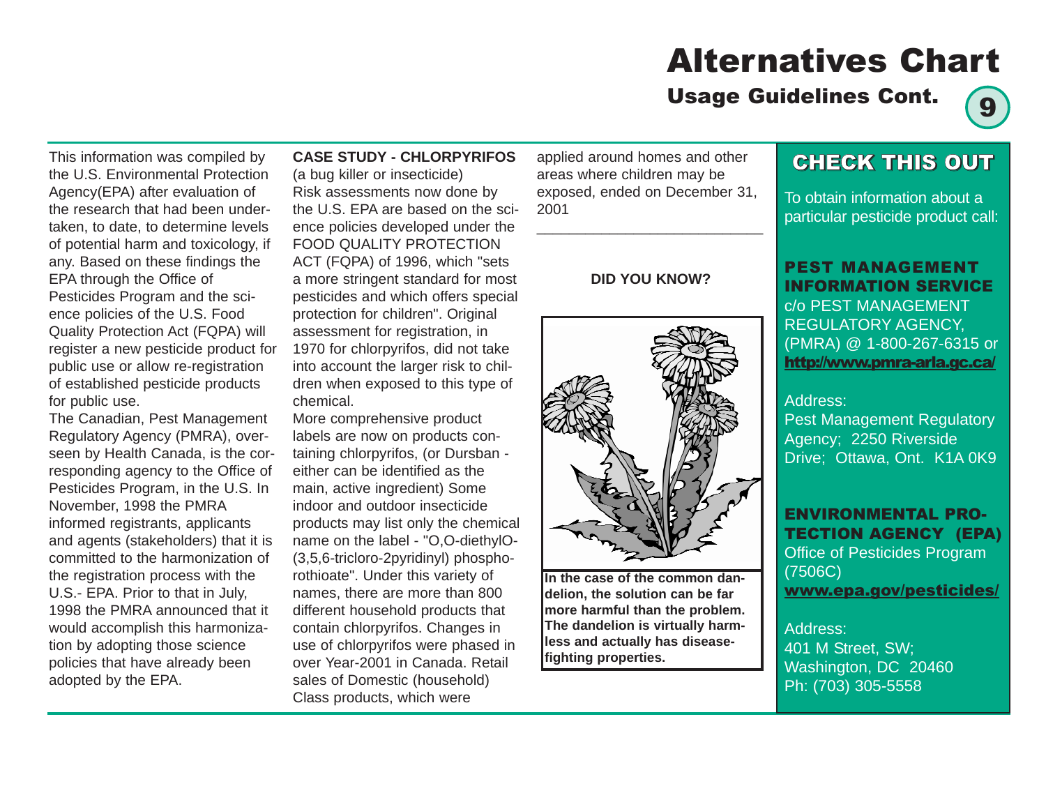# Alternatives Chart

## Usage Guidelines Cont.

This information was compiled by the U.S. Environmental Protection Agency(EPA) after evaluation of the research that had been undertaken, to date, to determine levels of potential harm and toxicology, if any. Based on these findings the EPA through the Office of Pesticides Program and the science policies of the U.S. Food Quality Protection Act (FQPA) will register a new pesticide product for public use or allow re-registration of established pesticide products for public use.

The Canadian, Pest Management Regulatory Agency (PMRA), overseen by Health Canada, is the corresponding agency to the Office of Pesticides Program, in the U.S. In November, 1998 the PMRA informed registrants, applicants and agents (stakeholders) that it is committed to the harmonization of the registration process with the U.S.- EPA. Prior to that in July, 1998 the PMRA announced that it would accomplish this harmonization by adopting those science policies that have already been adopted by the EPA.

**CASE STUDY - CHLORPYRIFOS** (a bug killer or insecticide)

Risk assessments now done by the U.S. EPA are based on the science policies developed under the FOOD QUALITY PROTECTION ACT (FQPA) of 1996, which "sets a more stringent standard for most pesticides and which offers special protection for children". Original assessment for registration, in 1970 for chlorpyrifos, did not take into account the larger risk to children when exposed to this type of chemical.

More comprehensive product labels are now on products containing chlorpyrifos, (or Dursban - either can be identified as the main, active ingredient) Some indoor and outdoor insecticide products may list only the chemical name on the label - "O,O-diethylO-(3,5,6-tricloro-2pyridinyl) phosphorothioate". Under this variety of names, there are more than 800 different household products that contain chlorpyrifos. Changes in use of chlorpyrifos were phased in over Year-2001 in Canada. Retail sales of Domestic (household) Class products, which were applied around homes and other areas where children may be exposed, ended on December 31, 2001

---

**DID YOU KNOW?**

**In the case of the common dandelion, the solution can be far more harmful than the problem. The dandelion is virtually harmless and actually has disease-fighting properties.**

## CHECK THIS OUT

To obtain information about a particular pesticide product call:

**PEST MANAGEMENT INFORMATION SERVICE**
c/o PEST MANAGEMENT REGULATORY AGENCY, (PMRA) @ 1-800-267-6315 or **http://www.pmra-arla.gc.ca/**

Address:
Pest Management Regulatory Agency; 2250 Riverside Drive; Ottawa, Ont. K1A 0K9

**ENVIRONMENTAL PROTECTION AGENCY (EPA)**
Office of Pesticides Program (7506C)
**www.epa.gov/pesticides/**

Address:
401 M Street, SW;
Washington, DC 20460
Ph: (703) 305-5558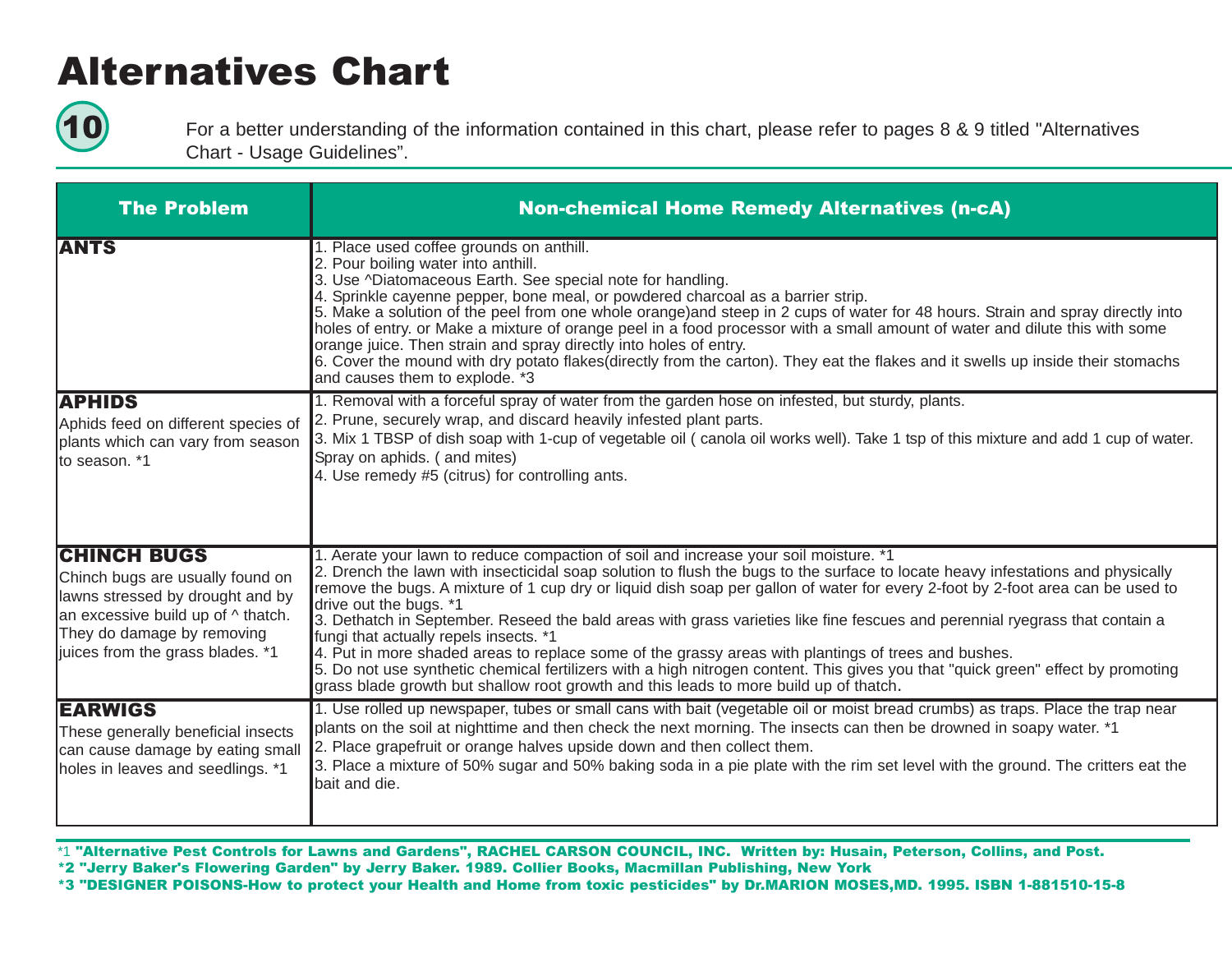# Alternatives Chart

For a better understanding of the information contained in this chart, please refer to pages 8 & 9 titled "Alternatives Chart - Usage Guidelines".

| The Problem | Non-chemical Home Remedy Alternatives (n-cA) |
|---|---|
| **ANTS** | 1. Place used coffee grounds on anthill.<br>2. Pour boiling water into anthill.<br>3. Use ^Diatomaceous Earth. See special note for handling.<br>4. Sprinkle cayenne pepper, bone meal, or powdered charcoal as a barrier strip.<br>5. Make a solution of the peel from one whole orange)and steep in 2 cups of water for 48 hours. Strain and spray directly into holes of entry. or Make a mixture of orange peel in a food processor with a small amount of water and dilute this with some orange juice. Then strain and spray directly into holes of entry.<br>6. Cover the mound with dry potato flakes(directly from the carton). They eat the flakes and it swells up inside their stomachs and causes them to explode. *3 |
| **APHIDS**<br>Aphids feed on different species of plants which can vary from season to season. *1 | 1. Removal with a forceful spray of water from the garden hose on infested, but sturdy, plants.<br>2. Prune, securely wrap, and discard heavily infested plant parts.<br>3. Mix 1 TBSP of dish soap with 1-cup of vegetable oil ( canola oil works well). Take 1 tsp of this mixture and add 1 cup of water. Spray on aphids. ( and mites)<br>4. Use remedy #5 (citrus) for controlling ants. |
| **CHINCH BUGS**<br>Chinch bugs are usually found on lawns stressed by drought and by an excessive build up of ^ thatch. They do damage by removing juices from the grass blades. *1 | 1. Aerate your lawn to reduce compaction of soil and increase your soil moisture. *1<br>2. Drench the lawn with insecticidal soap solution to flush the bugs to the surface to locate heavy infestations and physically remove the bugs. A mixture of 1 cup dry or liquid dish soap per gallon of water for every 2-foot by 2-foot area can be used to drive out the bugs. *1<br>3. Dethatch in September. Reseed the bald areas with grass varieties like fine fescues and perennial ryegrass that contain a fungi that actually repels insects. *1<br>4. Put in more shaded areas to replace some of the grassy areas with plantings of trees and bushes.<br>5. Do not use synthetic chemical fertilizers with a high nitrogen content. This gives you that "quick green" effect by promoting grass blade growth but shallow root growth and this leads to more build up of thatch. |
| **EARWIGS**<br>These generally beneficial insects can cause damage by eating small holes in leaves and seedlings. *1 | 1. Use rolled up newspaper, tubes or small cans with bait (vegetable oil or moist bread crumbs) as traps. Place the trap near plants on the soil at nighttime and then check the next morning. The insects can then be drowned in soapy water. *1<br>2. Place grapefruit or orange halves upside down and then collect them.<br>3. Place a mixture of 50% sugar and 50% baking soda in a pie plate with the rim set level with the ground. The critters eat the bait and die. |

*1 **"Alternative Pest Controls for Lawns and Gardens", RACHEL CARSON COUNCIL, INC. Written by: Husain, Peterson, Collins, and Post.**

**\*2 "Jerry Baker's Flowering Garden" by Jerry Baker. 1989. Collier Books, Macmillan Publishing, New York**

**\*3 "DESIGNER POISONS-How to protect your Health and Home from toxic pesticides" by Dr.MARION MOSES,MD. 1995. ISBN 1-881510-15-8**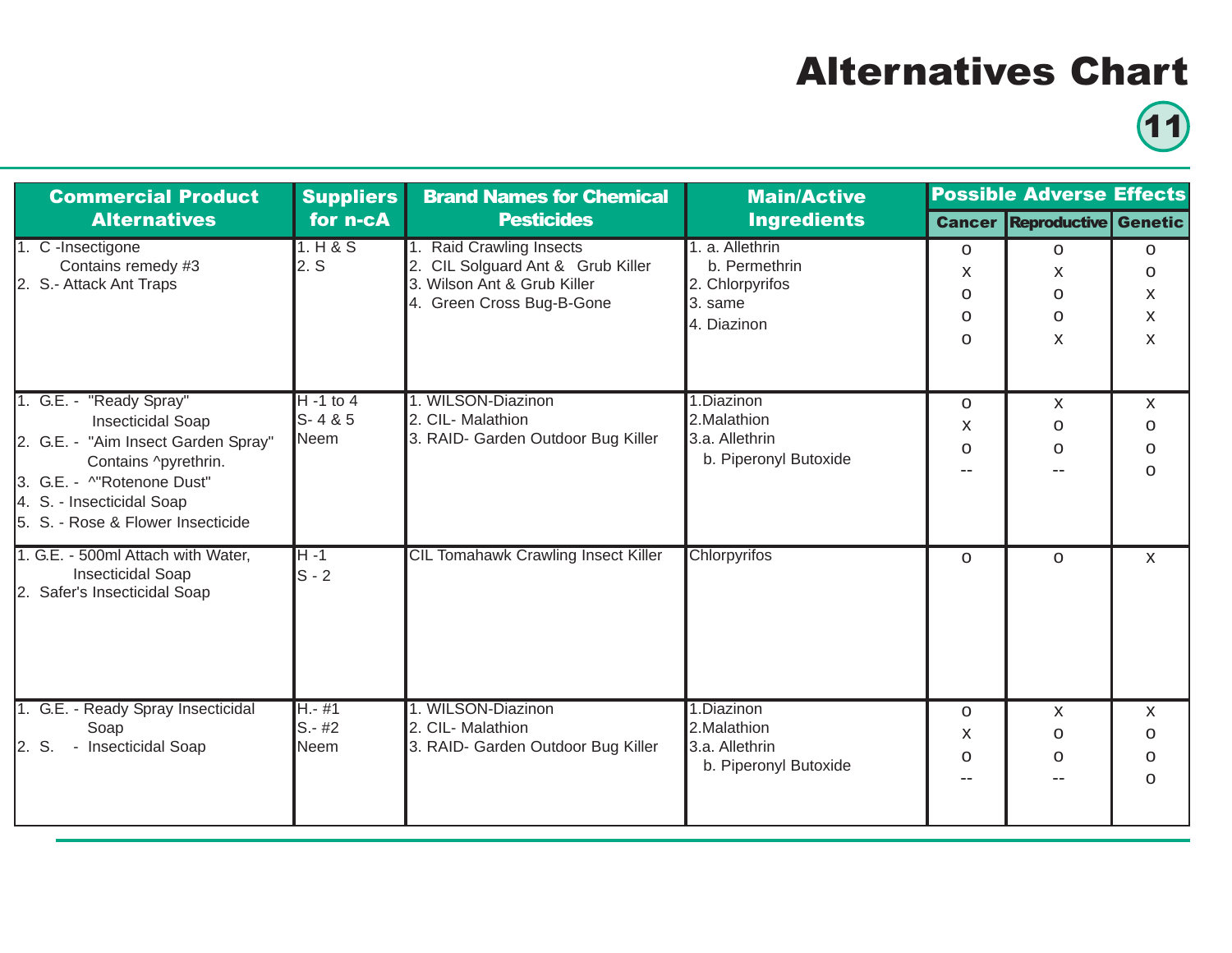# Alternatives Chart

| Commercial Product Alternatives | Suppliers for n-cA | Brand Names for Chemical Pesticides | Main/Active Ingredients | Possible Adverse Effects | | |
|---|---|---|---|---|---|---|
| | | | | Cancer | Reproductive | Genetic |
| 1. C -Insectigone<br>Contains remedy #3<br>2. S.- Attack Ant Traps | 1. H & S<br>2. S | 1. Raid Crawling Insects<br>2. CIL Solguard Ant & Grub Killer<br>3. Wilson Ant & Grub Killer<br>4. Green Cross Bug-B-Gone | 1. a. Allethrin<br>b. Permethrin<br>2. Chlorpyrifos<br>3. same<br>4. Diazinon | o<br>x<br>o<br>o<br>o | o<br>x<br>o<br>o<br>x | o<br>o<br>x<br>x<br>x |
| 1. G.E. - "Ready Spray" Insecticidal Soap<br>2. G.E. - "Aim Insect Garden Spray" Contains ^pyrethrin.<br>3. G.E. - ^"Rotenone Dust"<br>4. S. - Insecticidal Soap<br>5. S. - Rose & Flower Insecticide | H -1 to 4<br>S- 4 & 5<br>Neem | 1. WILSON-Diazinon<br>2. CIL- Malathion<br>3. RAID- Garden Outdoor Bug Killer | 1.Diazinon<br>2.Malathion<br>3.a. Allethrin<br>b. Piperonyl Butoxide | o<br>x<br>o<br>-- | x<br>o<br>o<br>-- | x<br>o<br>o<br>o |
| 1. G.E. - 500ml Attach with Water, Insecticidal Soap<br>2. Safer's Insecticidal Soap | H -1<br>S - 2 | CIL Tomahawk Crawling Insect Killer | Chlorpyrifos | o | o | x |
| 1. G.E. - Ready Spray Insecticidal Soap<br>2. S. - Insecticidal Soap | H.- #1<br>S.- #2<br>Neem | 1. WILSON-Diazinon<br>2. CIL- Malathion<br>3. RAID- Garden Outdoor Bug Killer | 1.Diazinon<br>2.Malathion<br>3.a. Allethrin<br>b. Piperonyl Butoxide | o<br>x<br>o<br>-- | x<br>o<br>o<br>-- | x<br>o<br>o<br>o |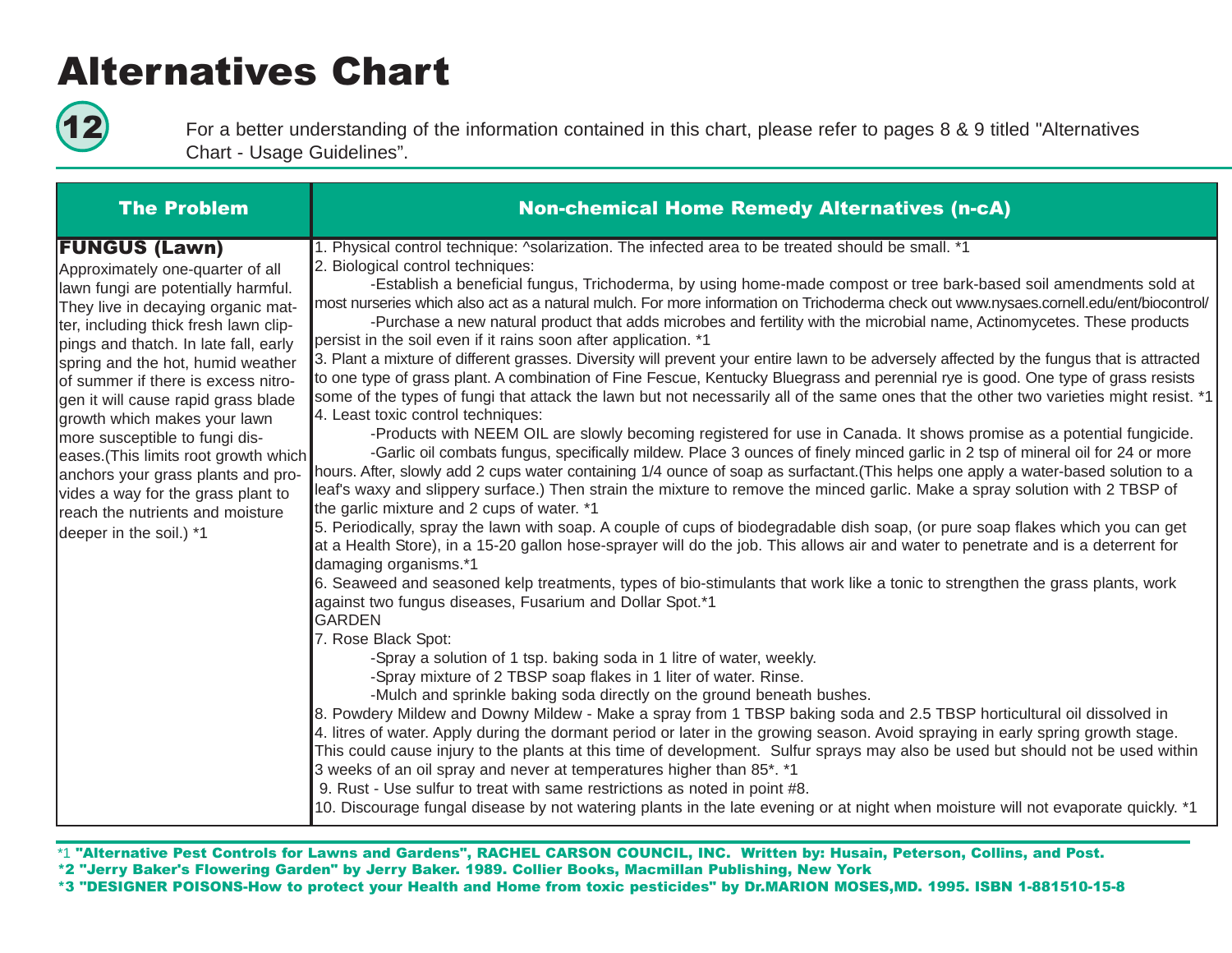# Alternatives Chart

12

For a better understanding of the information contained in this chart, please refer to pages 8 & 9 titled "Alternatives Chart - Usage Guidelines".

| The Problem | Non-chemical Home Remedy Alternatives (n-cA) |
|---|---|
| **FUNGUS (Lawn)**<br>Approximately one-quarter of all lawn fungi are potentially harmful. They live in decaying organic matter, including thick fresh lawn clippings and thatch. In late fall, early spring and the hot, humid weather of summer if there is excess nitrogen it will cause rapid grass blade growth which makes your lawn more susceptible to fungi diseases.(This limits root growth which anchors your grass plants and provides a way for the grass plant to reach the nutrients and moisture deeper in the soil.) *1 | 1. Physical control technique: ^solarization. The infected area to be treated should be small. *1<br>2. Biological control techniques:<br>-Establish a beneficial fungus, Trichoderma, by using home-made compost or tree bark-based soil amendments sold at most nurseries which also act as a natural mulch. For more information on Trichoderma check out www.nysaes.cornell.edu/ent/biocontrol/<br>-Purchase a new natural product that adds microbes and fertility with the microbial name, Actinomycetes. These products persist in the soil even if it rains soon after application. *1<br>3. Plant a mixture of different grasses. Diversity will prevent your entire lawn to be adversely affected by the fungus that is attracted to one type of grass plant. A combination of Fine Fescue, Kentucky Bluegrass and perennial rye is good. One type of grass resists some of the types of fungi that attack the lawn but not necessarily all of the same ones that the other two varieties might resist. *1<br>4. Least toxic control techniques:<br>-Products with NEEM OIL are slowly becoming registered for use in Canada. It shows promise as a potential fungicide.<br>-Garlic oil combats fungus, specifically mildew. Place 3 ounces of finely minced garlic in 2 tsp of mineral oil for 24 or more hours. After, slowly add 2 cups water containing 1/4 ounce of soap as surfactant.(This helps one apply a water-based solution to a leaf's waxy and slippery surface.) Then strain the mixture to remove the minced garlic. Make a spray solution with 2 TBSP of the garlic mixture and 2 cups of water. *1<br>5. Periodically, spray the lawn with soap. A couple of cups of biodegradable dish soap, (or pure soap flakes which you can get at a Health Store), in a 15-20 gallon hose-sprayer will do the job. This allows air and water to penetrate and is a deterrent for damaging organisms.*1<br>6. Seaweed and seasoned kelp treatments, types of bio-stimulants that work like a tonic to strengthen the grass plants, work against two fungus diseases, Fusarium and Dollar Spot.*1<br>GARDEN<br>7. Rose Black Spot:<br>-Spray a solution of 1 tsp. baking soda in 1 litre of water, weekly.<br>-Spray mixture of 2 TBSP soap flakes in 1 liter of water. Rinse.<br>-Mulch and sprinkle baking soda directly on the ground beneath bushes.<br>8. Powdery Mildew and Downy Mildew - Make a spray from 1 TBSP baking soda and 2.5 TBSP horticultural oil dissolved in 4. litres of water. Apply during the dormant period or later in the growing season. Avoid spraying in early spring growth stage. This could cause injury to the plants at this time of development. Sulfur sprays may also be used but should not be used within 3 weeks of an oil spray and never at temperatures higher than 85*. *1<br>9. Rust - Use sulfur to treat with same restrictions as noted in point #8.<br>10. Discourage fungal disease by not watering plants in the late evening or at night when moisture will not evaporate quickly. *1 |

*1 **"Alternative Pest Controls for Lawns and Gardens", RACHEL CARSON COUNCIL, INC. Written by: Husain, Peterson, Collins, and Post.**
**\*2 "Jerry Baker's Flowering Garden" by Jerry Baker. 1989. Collier Books, Macmillan Publishing, New York**
**\*3 "DESIGNER POISONS-How to protect your Health and Home from toxic pesticides" by Dr.MARION MOSES,MD. 1995. ISBN 1-881510-15-8**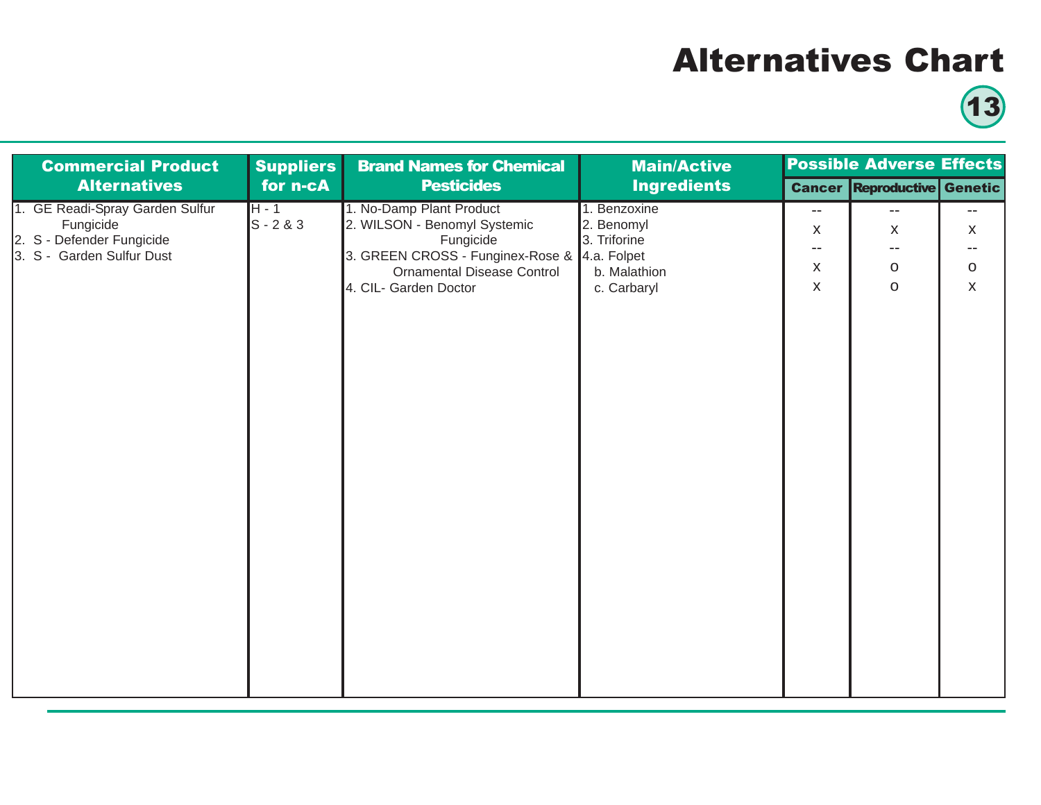# Alternatives Chart

## 13

| Commercial Product Alternatives | Suppliers for n-cA | Brand Names for Chemical Pesticides | Main/Active Ingredients | Possible Adverse Effects | | |
|---|---|---|---|---|---|---|
| | | | | Cancer | Reproductive | Genetic |
| 1. GE Readi-Spray Garden Sulfur Fungicide | H - 1 | 1. No-Damp Plant Product | 1. Benzoxine | -- | -- | -- |
| 2. S - Defender Fungicide | S - 2 & 3 | 2. WILSON - Benomyl Systemic Fungicide | 2. Benomyl | x | x | x |
| 3. S - Garden Sulfur Dust | | 3. GREEN CROSS - Funginex-Rose & Ornamental Disease Control | 3. Triforine | -- | -- | -- |
| | | 4. CIL- Garden Doctor | 4.a. Folpet | x | o | o |
| | | | b. Malathion | x | o | x |
| | | | c. Carbaryl | | | |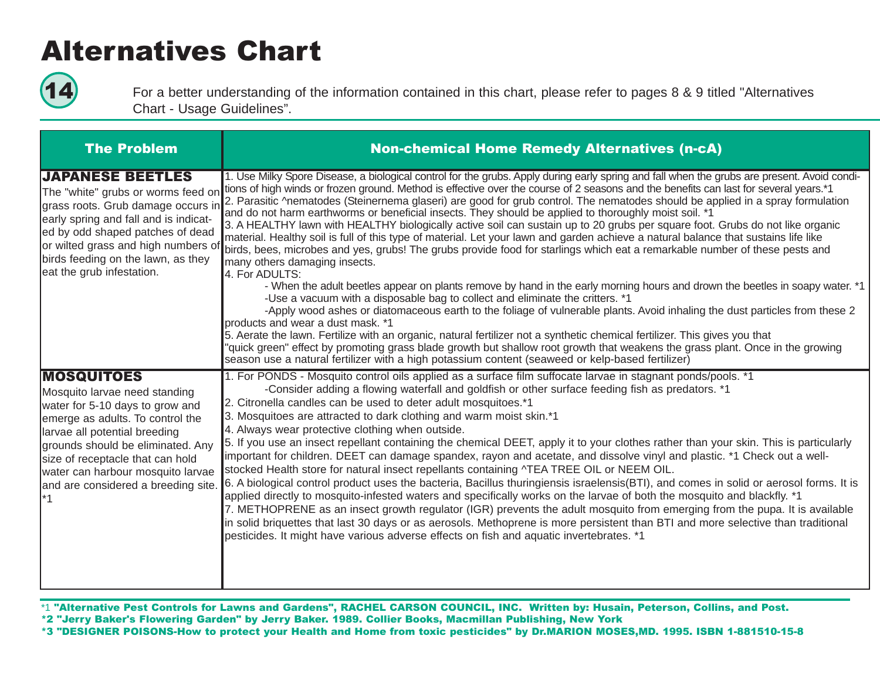# Alternatives Chart

For a better understanding of the information contained in this chart, please refer to pages 8 & 9 titled "Alternatives Chart - Usage Guidelines".

| The Problem | Non-chemical Home Remedy Alternatives (n-cA) |
|---|---|
| **JAPANESE BEETLES**<br>The "white" grubs or worms feed on grass roots. Grub damage occurs in early spring and fall and is indicated by odd shaped patches of dead or wilted grass and high numbers of birds feeding on the lawn, as they eat the grub infestation. | 1. Use Milky Spore Disease, a biological control for the grubs. Apply during early spring and fall when the grubs are present. Avoid conditions of high winds or frozen ground. Method is effective over the course of 2 seasons and the benefits can last for several years.*1<br>2. Parasitic ^nematodes (Steinernema glaseri) are good for grub control. The nematodes should be applied in a spray formulation and do not harm earthworms or beneficial insects. They should be applied to thoroughly moist soil. *1<br>3. A HEALTHY lawn with HEALTHY biologically active soil can sustain up to 20 grubs per square foot. Grubs do not like organic material. Healthy soil is full of this type of material. Let your lawn and garden achieve a natural balance that sustains life like birds, bees, microbes and yes, grubs! The grubs provide food for starlings which eat a remarkable number of these pests and many others damaging insects.<br>4. For ADULTS:<br>- When the adult beetles appear on plants remove by hand in the early morning hours and drown the beetles in soapy water. *1<br>-Use a vacuum with a disposable bag to collect and eliminate the critters. *1<br>-Apply wood ashes or diatomaceous earth to the foliage of vulnerable plants. Avoid inhaling the dust particles from these 2 products and wear a dust mask. *1<br>5. Aerate the lawn. Fertilize with an organic, natural fertilizer not a synthetic chemical fertilizer. This gives you that "quick green" effect by promoting grass blade growth but shallow root growth that weakens the grass plant. Once in the growing season use a natural fertilizer with a high potassium content (seaweed or kelp-based fertilizer) |
| **MOSQUITOES**<br>Mosquito larvae need standing water for 5-10 days to grow and emerge as adults. To control the larvae all potential breeding grounds should be eliminated. Any size of receptacle that can hold water can harbour mosquito larvae and are considered a breeding site. *1 | 1. For PONDS - Mosquito control oils applied as a surface film suffocate larvae in stagnant ponds/pools. *1<br>-Consider adding a flowing waterfall and goldfish or other surface feeding fish as predators. *1<br>2. Citronella candles can be used to deter adult mosquitoes.*1<br>3. Mosquitoes are attracted to dark clothing and warm moist skin.*1<br>4. Always wear protective clothing when outside.<br>5. If you use an insect repellant containing the chemical DEET, apply it to your clothes rather than your skin. This is particularly important for children. DEET can damage spandex, rayon and acetate, and dissolve vinyl and plastic. *1 Check out a well-stocked Health store for natural insect repellants containing ^TEA TREE OIL or NEEM OIL.<br>6. A biological control product uses the bacteria, Bacillus thuringiensis israelensis(BTI), and comes in solid or aerosol forms. It is applied directly to mosquito-infested waters and specifically works on the larvae of both the mosquito and blackfly. *1<br>7. METHOPRENE as an insect growth regulator (IGR) prevents the adult mosquito from emerging from the pupa. It is available in solid briquettes that last 30 days or as aerosols. Methoprene is more persistent than BTI and more selective than traditional pesticides. It might have various adverse effects on fish and aquatic invertebrates. *1 |

*1 **"Alternative Pest Controls for Lawns and Gardens", RACHEL CARSON COUNCIL, INC. Written by: Husain, Peterson, Collins, and Post.**
**\*2 "Jerry Baker's Flowering Garden" by Jerry Baker. 1989. Collier Books, Macmillan Publishing, New York**
**\*3 "DESIGNER POISONS-How to protect your Health and Home from toxic pesticides" by Dr.MARION MOSES,MD. 1995. ISBN 1-881510-15-8**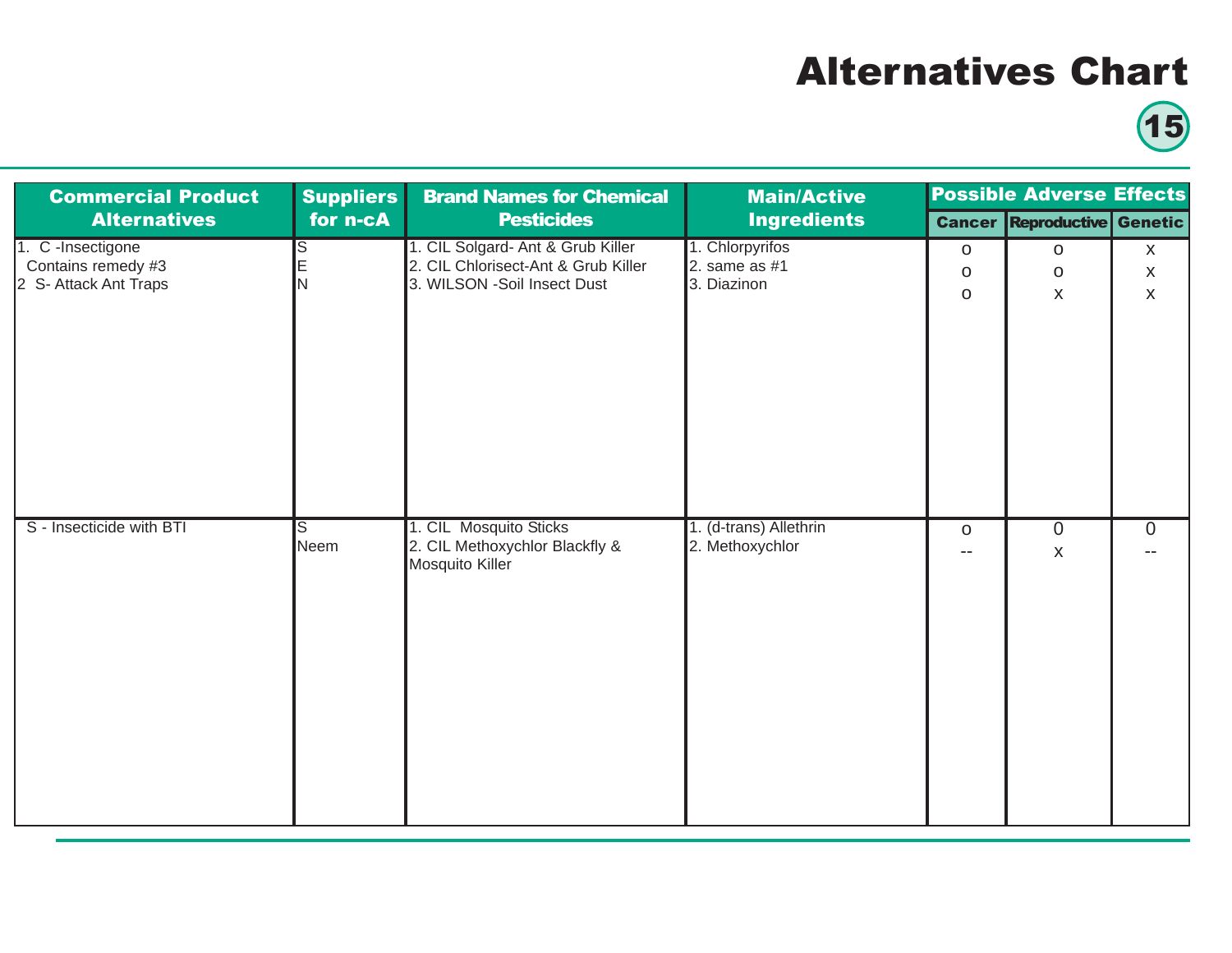# Alternatives Chart

| Commercial Product Alternatives | Suppliers for n-cA | Brand Names for Chemical Pesticides | Main/Active Ingredients | Possible Adverse Effects | | |
|---|---|---|---|---|---|---|
| | | | | Cancer | Reproductive | Genetic |
| 1. C -Insectigone Contains remedy #3<br>2 S- Attack Ant Traps | S<br>E<br>N | 1. CIL Solgard- Ant & Grub Killer<br>2. CIL Chlorisect-Ant & Grub Killer<br>3. WILSON -Soil Insect Dust | 1. Chlorpyrifos<br>2. same as #1<br>3. Diazinon | o<br>o<br>o | o<br>o<br>x | x<br>x<br>x |
| S - Insecticide with BTI | S<br>Neem | 1. CIL Mosquito Sticks<br>2. CIL Methoxychlor Blackfly & Mosquito Killer | 1. (d-trans) Allethrin<br>2. Methoxychlor | o<br>-- | 0<br>x | 0<br>-- |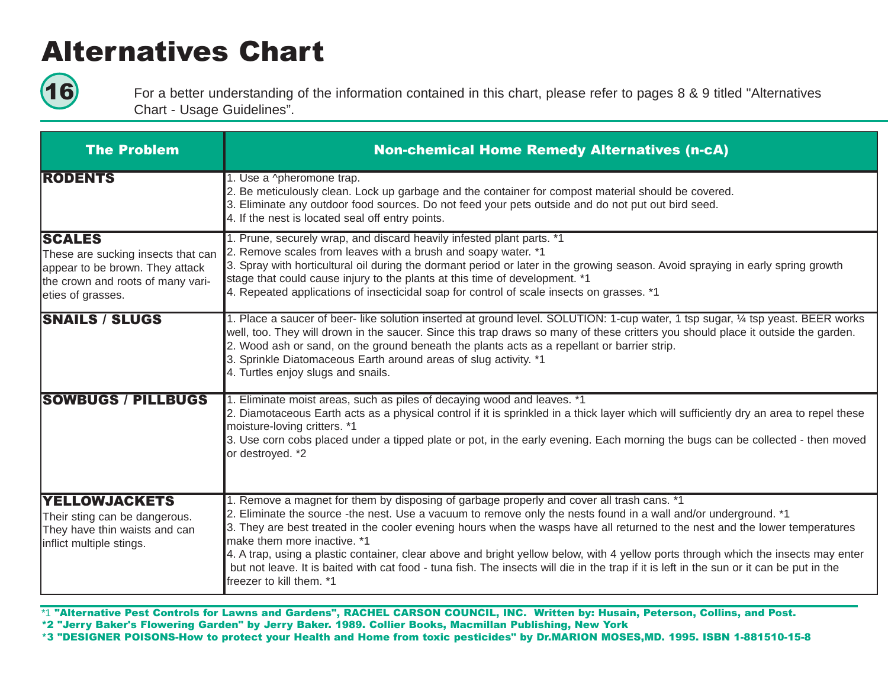# Alternatives Chart

For a better understanding of the information contained in this chart, please refer to pages 8 & 9 titled "Alternatives Chart - Usage Guidelines".

| The Problem | Non-chemical Home Remedy Alternatives (n-cA) |
|---|---|
| **RODENTS** | 1. Use a ^pheromone trap.<br>2. Be meticulously clean. Lock up garbage and the container for compost material should be covered.<br>3. Eliminate any outdoor food sources. Do not feed your pets outside and do not put out bird seed.<br>4. If the nest is located seal off entry points. |
| **SCALES**<br>These are sucking insects that can appear to be brown. They attack the crown and roots of many varieties of grasses. | 1. Prune, securely wrap, and discard heavily infested plant parts. *1<br>2. Remove scales from leaves with a brush and soapy water. *1<br>3. Spray with horticultural oil during the dormant period or later in the growing season. Avoid spraying in early spring growth stage that could cause injury to the plants at this time of development. *1<br>4. Repeated applications of insecticidal soap for control of scale insects on grasses. *1 |
| **SNAILS / SLUGS** | 1. Place a saucer of beer- like solution inserted at ground level. SOLUTION: 1-cup water, 1 tsp sugar, ¼ tsp yeast. BEER works well, too. They will drown in the saucer. Since this trap draws so many of these critters you should place it outside the garden.<br>2. Wood ash or sand, on the ground beneath the plants acts as a repellant or barrier strip.<br>3. Sprinkle Diatomaceous Earth around areas of slug activity. *1<br>4. Turtles enjoy slugs and snails. |
| **SOWBUGS / PILLBUGS** | 1. Eliminate moist areas, such as piles of decaying wood and leaves. *1<br>2. Diamotaceous Earth acts as a physical control if it is sprinkled in a thick layer which will sufficiently dry an area to repel these moisture-loving critters. *1<br>3. Use corn cobs placed under a tipped plate or pot, in the early evening. Each morning the bugs can be collected - then moved or destroyed. *2 |
| **YELLOWJACKETS**<br>Their sting can be dangerous. They have thin waists and can inflict multiple stings. | 1. Remove a magnet for them by disposing of garbage properly and cover all trash cans. *1<br>2. Eliminate the source -the nest. Use a vacuum to remove only the nests found in a wall and/or underground. *1<br>3. They are best treated in the cooler evening hours when the wasps have all returned to the nest and the lower temperatures make them more inactive. *1<br>4. A trap, using a plastic container, clear above and bright yellow below, with 4 yellow ports through which the insects may enter but not leave. It is baited with cat food - tuna fish. The insects will die in the trap if it is left in the sun or it can be put in the freezer to kill them. *1 |

*1 **"Alternative Pest Controls for Lawns and Gardens", RACHEL CARSON COUNCIL, INC. Written by: Husain, Peterson, Collins, and Post.**

**\*2 "Jerry Baker's Flowering Garden" by Jerry Baker. 1989. Collier Books, Macmillan Publishing, New York**

**\*3 "DESIGNER POISONS-How to protect your Health and Home from toxic pesticides" by Dr.MARION MOSES,MD. 1995. ISBN 1-881510-15-8**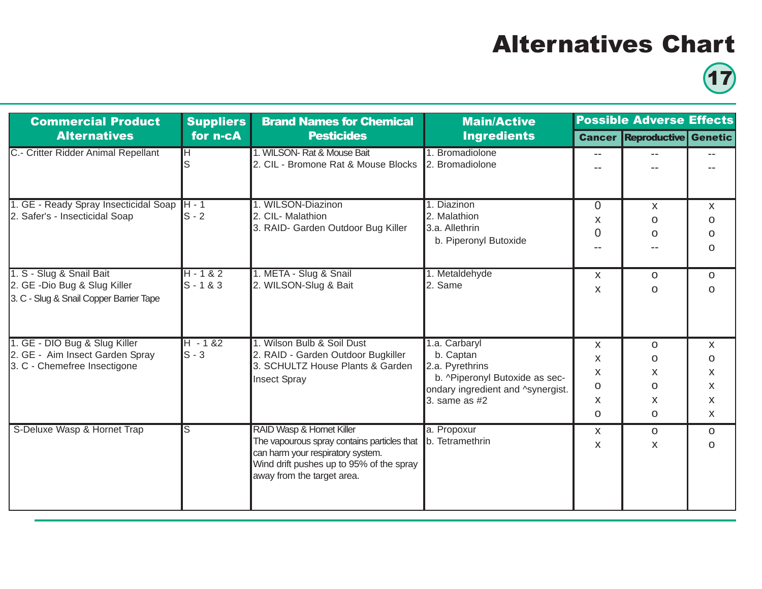# Alternatives Chart

| Commercial Product Alternatives | Suppliers for n-cA | Brand Names for Chemical Pesticides | Main/Active Ingredients | Possible Adverse Effects | | |
|---|---|---|---|---|---|---|
| | | | | Cancer | Reproductive | Genetic |
| C.- Critter Ridder Animal Repellant | H<br>S | 1. WILSON- Rat & Mouse Bait<br>2. CIL - Bromone Rat & Mouse Blocks | 1. Bromadiolone<br>2. Bromadiolone | --<br>-- | --<br>-- | --<br>-- |
| 1. GE - Ready Spray Insecticidal Soap<br>2. Safer's - Insecticidal Soap | H - 1<br>S - 2 | 1. WILSON-Diazinon<br>2. CIL- Malathion<br>3. RAID- Garden Outdoor Bug Killer | 1. Diazinon<br>2. Malathion<br>3.a. Allethrin<br>b. Piperonyl Butoxide | 0<br>x<br>0<br>-- | x<br>o<br>o<br>-- | x<br>o<br>o<br>o |
| 1. S - Slug & Snail Bait<br>2. GE -Dio Bug & Slug Killer<br>3. C - Slug & Snail Copper Barrier Tape | H - 1 & 2<br>S - 1 & 3 | 1. META - Slug & Snail<br>2. WILSON-Slug & Bait | 1. Metaldehyde<br>2. Same | x<br>x | o<br>o | o<br>o |
| 1. GE - DIO Bug & Slug Killer<br>2. GE - Aim Insect Garden Spray<br>3. C - Chemefree Insectigone | H - 1 &2<br>S - 3 | 1. Wilson Bulb & Soil Dust<br>2. RAID - Garden Outdoor Bugkiller<br>3. SCHULTZ House Plants & Garden Insect Spray | 1.a. Carbaryl<br>b. Captan<br>2.a. Pyrethrins<br>b. ^Piperonyl Butoxide as secondary ingredient and ^synergist.<br>3. same as #2 | x<br>x<br>x<br>o<br>x<br>o | o<br>o<br>x<br>o<br>x<br>o | x<br>o<br>x<br>x<br>x<br>x |
| S-Deluxe Wasp & Hornet Trap | S | RAID Wasp & Hornet Killer<br>The vapourous spray contains particles that can harm your respiratory system.<br>Wind drift pushes up to 95% of the spray away from the target area. | a. Propoxur<br>b. Tetramethrin | x<br>x | o<br>x | o<br>o |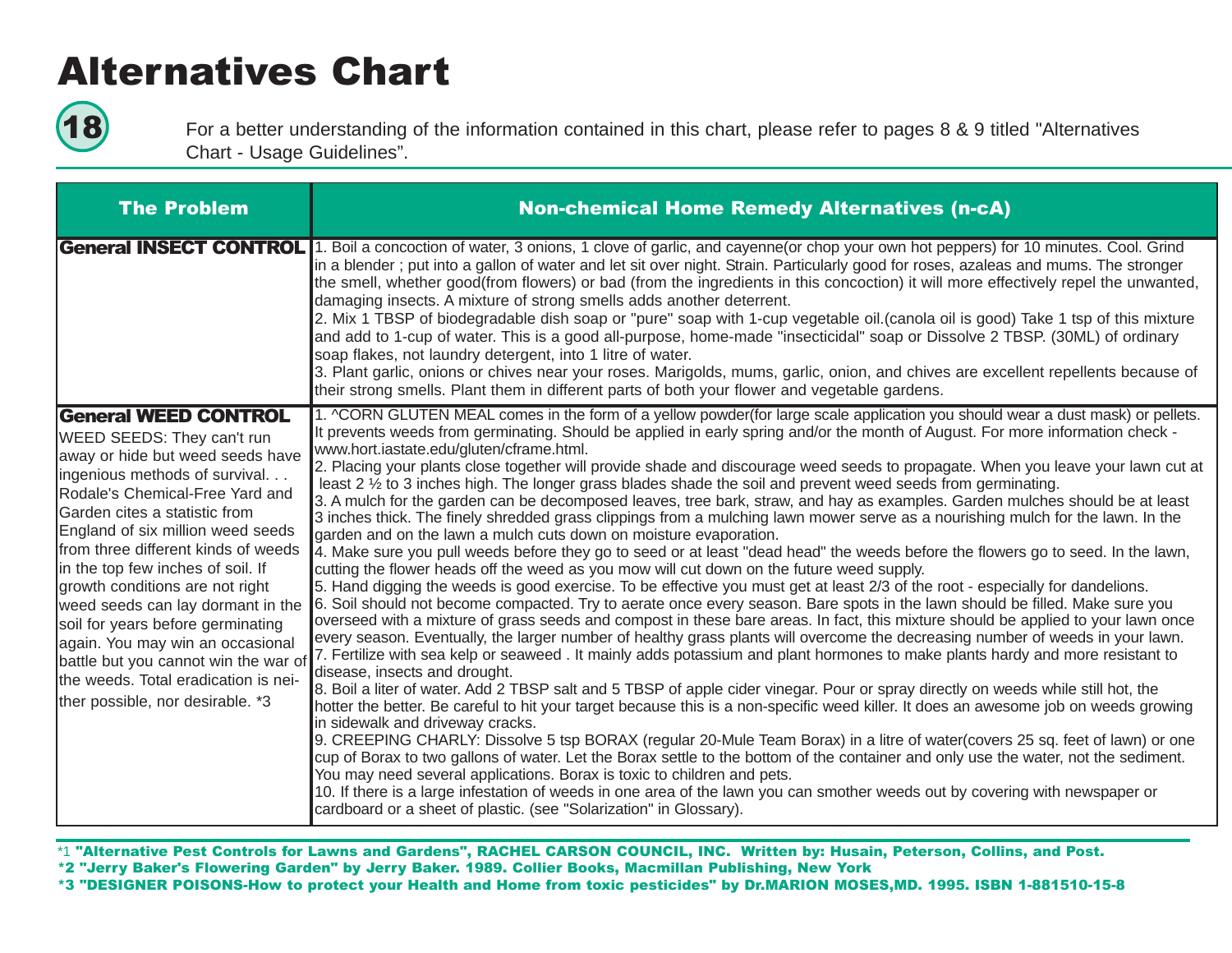# Alternatives Chart

For a better understanding of the information contained in this chart, please refer to pages 8 & 9 titled "Alternatives Chart - Usage Guidelines".

| The Problem | Non-chemical Home Remedy Alternatives (n-cA) |
|---|---|
| **General INSECT CONTROL** | 1. Boil a concoction of water, 3 onions, 1 clove of garlic, and cayenne(or chop your own hot peppers) for 10 minutes. Cool. Grind in a blender ; put into a gallon of water and let sit over night. Strain. Particularly good for roses, azaleas and mums. The stronger the smell, whether good(from flowers) or bad (from the ingredients in this concoction) it will more effectively repel the unwanted, damaging insects. A mixture of strong smells adds another deterrent.<br>2. Mix 1 TBSP of biodegradable dish soap or "pure" soap with 1-cup vegetable oil.(canola oil is good) Take 1 tsp of this mixture and add to 1-cup of water. This is a good all-purpose, home-made "insecticidal" soap or Dissolve 2 TBSP. (30ML) of ordinary soap flakes, not laundry detergent, into 1 litre of water.<br>3. Plant garlic, onions or chives near your roses. Marigolds, mums, garlic, onion, and chives are excellent repellents because of their strong smells. Plant them in different parts of both your flower and vegetable gardens. |
| **General WEED CONTROL**<br>WEED SEEDS: They can't run away or hide but weed seeds have ingenious methods of survival. . . Rodale's Chemical-Free Yard and Garden cites a statistic from England of six million weed seeds from three different kinds of weeds in the top few inches of soil. If growth conditions are not right weed seeds can lay dormant in the soil for years before germinating again. You may win an occasional battle but you cannot win the war of the weeds. Total eradication is neither possible, nor desirable. *3 | 1. ^CORN GLUTEN MEAL comes in the form of a yellow powder(for large scale application you should wear a dust mask) or pellets. It prevents weeds from germinating. Should be applied in early spring and/or the month of August. For more information check - www.hort.iastate.edu/gluten/cframe.html.<br>2. Placing your plants close together will provide shade and discourage weed seeds to propagate. When you leave your lawn cut at least 2 ½ to 3 inches high. The longer grass blades shade the soil and prevent weed seeds from germinating.<br>3. A mulch for the garden can be decomposed leaves, tree bark, straw, and hay as examples. Garden mulches should be at least 3 inches thick. The finely shredded grass clippings from a mulching lawn mower serve as a nourishing mulch for the lawn. In the garden and on the lawn a mulch cuts down on moisture evaporation.<br>4. Make sure you pull weeds before they go to seed or at least "dead head" the weeds before the flowers go to seed. In the lawn, cutting the flower heads off the weed as you mow will cut down on the future weed supply.<br>5. Hand digging the weeds is good exercise. To be effective you must get at least 2/3 of the root - especially for dandelions.<br>6. Soil should not become compacted. Try to aerate once every season. Bare spots in the lawn should be filled. Make sure you overseed with a mixture of grass seeds and compost in these bare areas. In fact, this mixture should be applied to your lawn once every season. Eventually, the larger number of healthy grass plants will overcome the decreasing number of weeds in your lawn.<br>7. Fertilize with sea kelp or seaweed . It mainly adds potassium and plant hormones to make plants hardy and more resistant to disease, insects and drought.<br>8. Boil a liter of water. Add 2 TBSP salt and 5 TBSP of apple cider vinegar. Pour or spray directly on weeds while still hot, the hotter the better. Be careful to hit your target because this is a non-specific weed killer. It does an awesome job on weeds growing in sidewalk and driveway cracks.<br>9. CREEPING CHARLY: Dissolve 5 tsp BORAX (regular 20-Mule Team Borax) in a litre of water(covers 25 sq. feet of lawn) or one cup of Borax to two gallons of water. Let the Borax settle to the bottom of the container and only use the water, not the sediment. You may need several applications. Borax is toxic to children and pets.<br>10. If there is a large infestation of weeds in one area of the lawn you can smother weeds out by covering with newspaper or cardboard or a sheet of plastic. (see "Solarization" in Glossary). |

*1 **"Alternative Pest Controls for Lawns and Gardens", RACHEL CARSON COUNCIL, INC. Written by: Husain, Peterson, Collins, and Post.**
**\*2 "Jerry Baker's Flowering Garden" by Jerry Baker. 1989. Collier Books, Macmillan Publishing, New York**
**\*3 "DESIGNER POISONS-How to protect your Health and Home from toxic pesticides" by Dr.MARION MOSES,MD. 1995. ISBN 1-881510-15-8**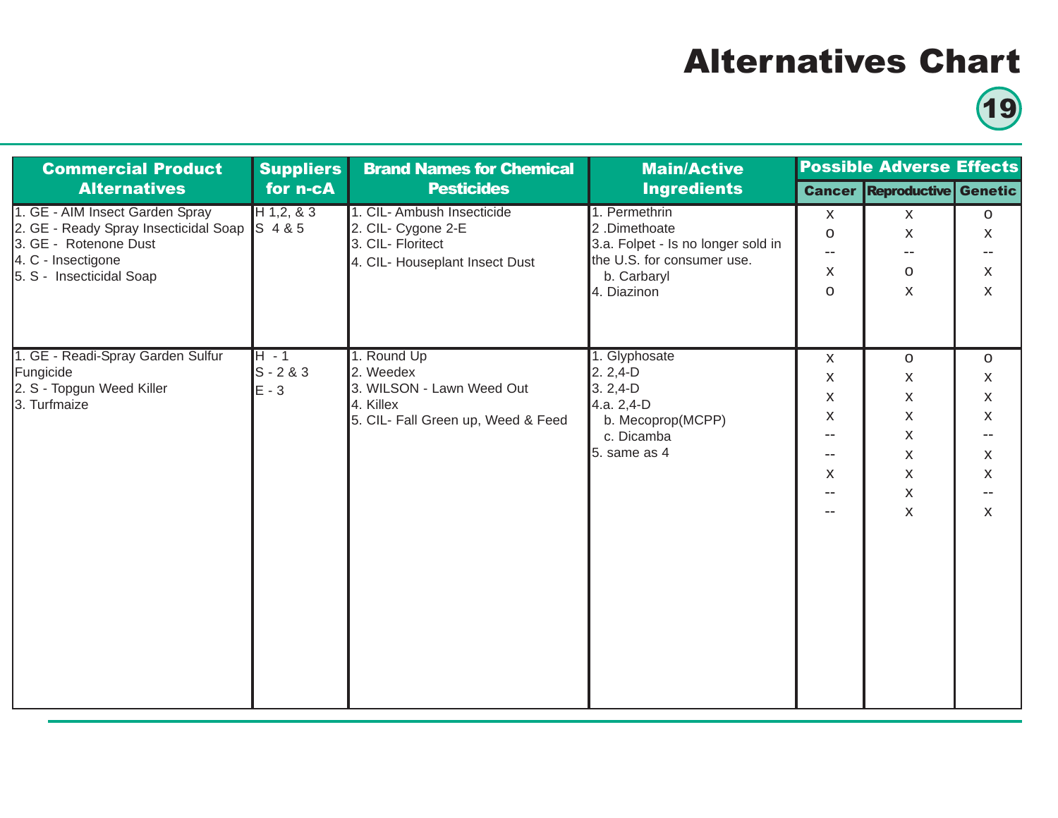# Alternatives Chart

| Commercial Product Alternatives | Suppliers for n-cA | Brand Names for Chemical Pesticides | Main/Active Ingredients | Possible Adverse Effects | | |
|---|---|---|---|---|---|---|
| | | | | Cancer | Reproductive | Genetic |
| 1. GE - AIM Insect Garden Spray<br>2. GE - Ready Spray Insecticidal Soap<br>3. GE - Rotenone Dust<br>4. C - Insectigone<br>5. S - Insecticidal Soap | H 1,2, & 3<br>S 4 & 5 | 1. CIL- Ambush Insecticide<br>2. CIL- Cygone 2-E<br>3. CIL- Floritect<br>4. CIL- Houseplant Insect Dust | 1. Permethrin<br>2 .Dimethoate<br>3.a. Folpet - Is no longer sold in the U.S. for consumer use.<br>b. Carbaryl<br>4. Diazinon | x<br>o<br>--<br>x<br>o | x<br>x<br>--<br>o<br>x | o<br>x<br>--<br>x<br>x |
| 1. GE - Readi-Spray Garden Sulfur Fungicide<br>2. S - Topgun Weed Killer<br>3. Turfmaize | H - 1<br>S - 2 & 3<br>E - 3 | 1. Round Up<br>2. Weedex<br>3. WILSON - Lawn Weed Out<br>4. Killex<br>5. CIL- Fall Green up, Weed & Feed | 1. Glyphosate<br>2. 2,4-D<br>3. 2,4-D<br>4.a. 2,4-D<br>b. Mecoprop(MCPP)<br>c. Dicamba<br>5. same as 4 | x<br>x<br>x<br>x<br>--<br>--<br>x<br>--<br>-- | o<br>x<br>x<br>x<br>x<br>x<br>x<br>x<br>x | o<br>x<br>x<br>x<br>--<br>x<br>x<br>--<br>x |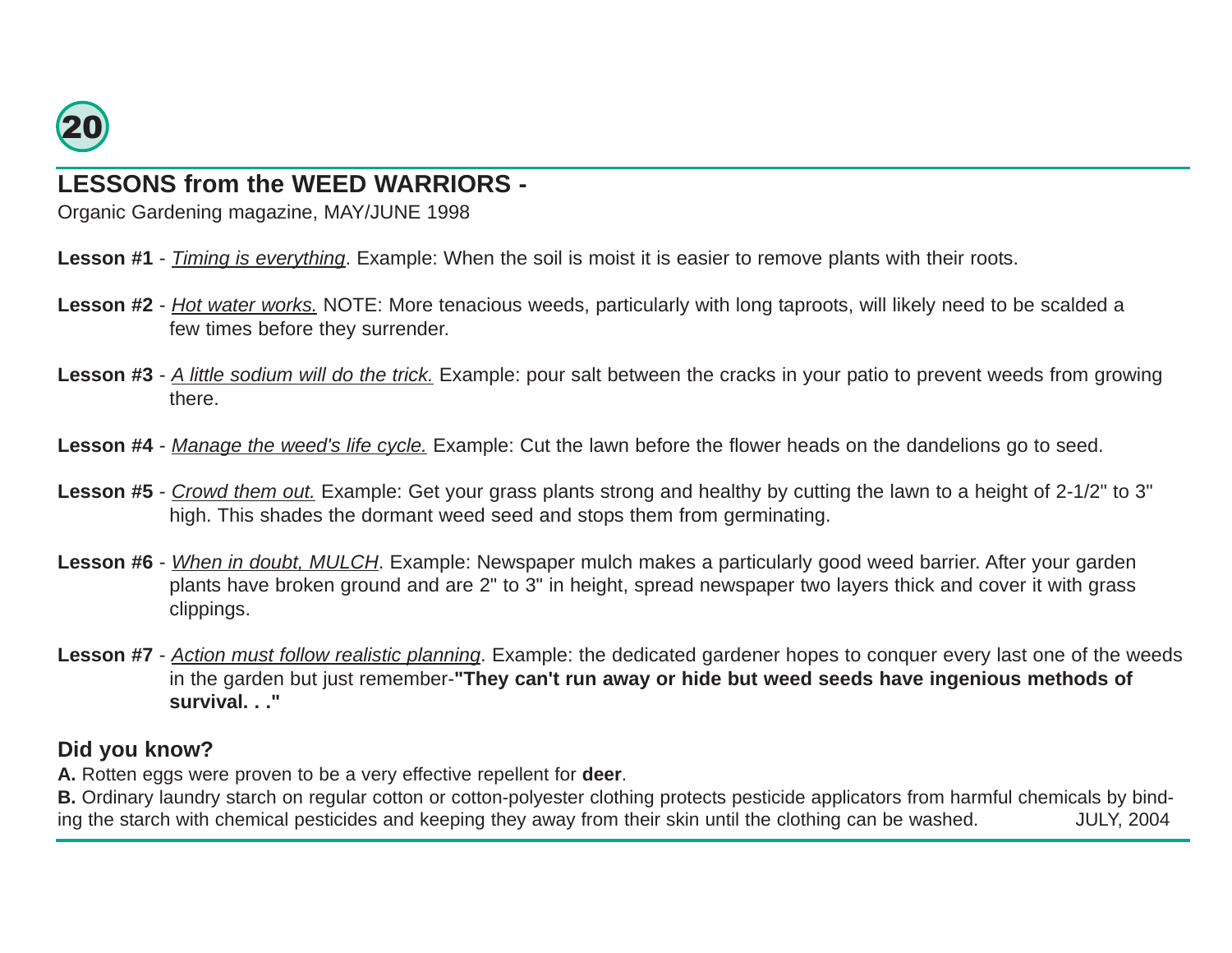## LESSONS from the WEED WARRIORS -

Organic Gardening magazine, MAY/JUNE 1998

**Lesson #1** - _Timing is everything_. Example: When the soil is moist it is easier to remove plants with their roots.

**Lesson #2** - _Hot water works._ NOTE: More tenacious weeds, particularly with long taproots, will likely need to be scalded a few times before they surrender.

**Lesson #3** - _A little sodium will do the trick._ Example: pour salt between the cracks in your patio to prevent weeds from growing there.

**Lesson #4** - _Manage the weed's life cycle._ Example: Cut the lawn before the flower heads on the dandelions go to seed.

**Lesson #5** - _Crowd them out._ Example: Get your grass plants strong and healthy by cutting the lawn to a height of 2-1/2" to 3" high. This shades the dormant weed seed and stops them from germinating.

**Lesson #6** - _When in doubt, MULCH_. Example: Newspaper mulch makes a particularly good weed barrier. After your garden plants have broken ground and are 2" to 3" in height, spread newspaper two layers thick and cover it with grass clippings.

**Lesson #7** - _Action must follow realistic planning_. Example: the dedicated gardener hopes to conquer every last one of the weeds in the garden but just remember-**"They can't run away or hide but weed seeds have ingenious methods of survival. . ."**

### Did you know?

**A.** Rotten eggs were proven to be a very effective repellent for **deer**.

**B.** Ordinary laundry starch on regular cotton or cotton-polyester clothing protects pesticide applicators from harmful chemicals by binding the starch with chemical pesticides and keeping they away from their skin until the clothing can be washed.

JULY, 2004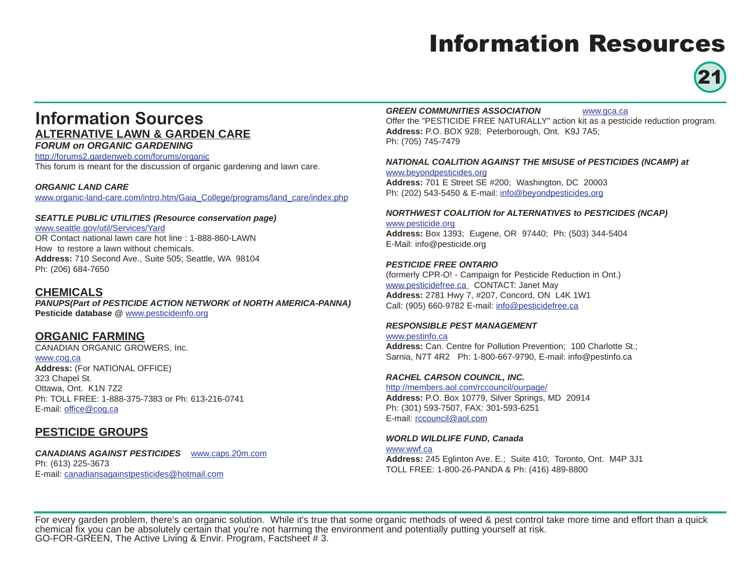# Information Resources

## Information Sources

### ALTERNATIVE LAWN & GARDEN CARE

***FORUM on ORGANIC GARDENING***
http://forums2.gardenweb.com/forums/organic
This forum is meant for the discussion of organic gardening and lawn care.

***ORGANIC LAND CARE***
www.organic-land-care.com/intro.htm/Gaia_College/programs/land_care/index.php

***SEATTLE PUBLIC UTILITIES (Resource conservation page)***
www.seattle.gov/util/Services/Yard
OR Contact national lawn care hot line : 1-888-860-LAWN
How to restore a lawn without chemicals.
**Address:** 710 Second Ave., Suite 505; Seattle, WA 98104
Ph: (206) 684-7650

### CHEMICALS

***PANUPS(Part of PESTICIDE ACTION NETWORK of NORTH AMERICA-PANNA)***
**Pesticide database @** www.pesticideinfo.org

### ORGANIC FARMING

CANADIAN ORGANIC GROWERS, Inc.
www.cog.ca
**Address:** (For NATIONAL OFFICE)
323 Chapel St.
Ottawa, Ont. K1N 7Z2
Ph: TOLL FREE: 1-888-375-7383 or Ph: 613-216-0741
E-mail: office@cog.ca

### PESTICIDE GROUPS

***CANADIANS AGAINST PESTICIDES*** www.caps.20m.com
Ph: (613) 225-3673
E-mail: canadiansagainstpesticides@hotmail.com

***GREEN COMMUNITIES ASSOCIATION*** www.gca.ca
Offer the "PESTICIDE FREE NATURALLY" action kit as a pesticide reduction program.
**Address:** P.O. BOX 928; Peterborough, Ont. K9J 7A5;
Ph: (705) 745-7479

***NATIONAL COALITION AGAINST THE MISUSE of PESTICIDES (NCAMP) at***
www.beyondpesticides.org
**Address:** 701 E Street SE #200; Washington, DC 20003
Ph: (202) 543-5450 & E-mail: info@beyondpesticides.org

***NORTHWEST COALITION for ALTERNATIVES to PESTICIDES (NCAP)***
www.pesticide.org
**Address:** Box 1393; Eugene, OR 97440; Ph: (503) 344-5404
E-Mail: info@pesticide.org

***PESTICIDE FREE ONTARIO***
(formerly CPR-O! - Campaign for Pesticide Reduction in Ont.)
www.pesticidefree.ca CONTACT: Janet May
**Address:** 2781 Hwy 7, #207, Concord, ON L4K 1W1
Call: (905) 660-9782 E-mail: info@pesticidefree.ca

***RESPONSIBLE PEST MANAGEMENT***
www.pestinfo.ca
**Address:** Can. Centre for Pollution Prevention; 100 Charlotte St.;
Sarnia, N7T 4R2 Ph: 1-800-667-9790, E-mail: info@pestinfo.ca

***RACHEL CARSON COUNCIL, INC.***
http://members.aol.com/rccouncil/ourpage/
**Address:** P.O. Box 10779, Silver Springs, MD 20914
Ph: (301) 593-7507, FAX: 301-593-6251
E-mail: rccouncil@aol.com

***WORLD WILDLIFE FUND, Canada***
www.wwf.ca
**Address:** 245 Eglinton Ave. E.; Suite 410; Toronto, Ont. M4P 3J1
TOLL FREE: 1-800-26-PANDA & Ph: (416) 489-8800

---

For every garden problem, there's an organic solution. While it's true that some organic methods of weed & pest control take more time and effort than a quick chemical fix you can be absolutely certain that you're not harming the environment and potentially putting yourself at risk.
GO-FOR-GREEN, The Active Living & Envir. Program, Factsheet # 3.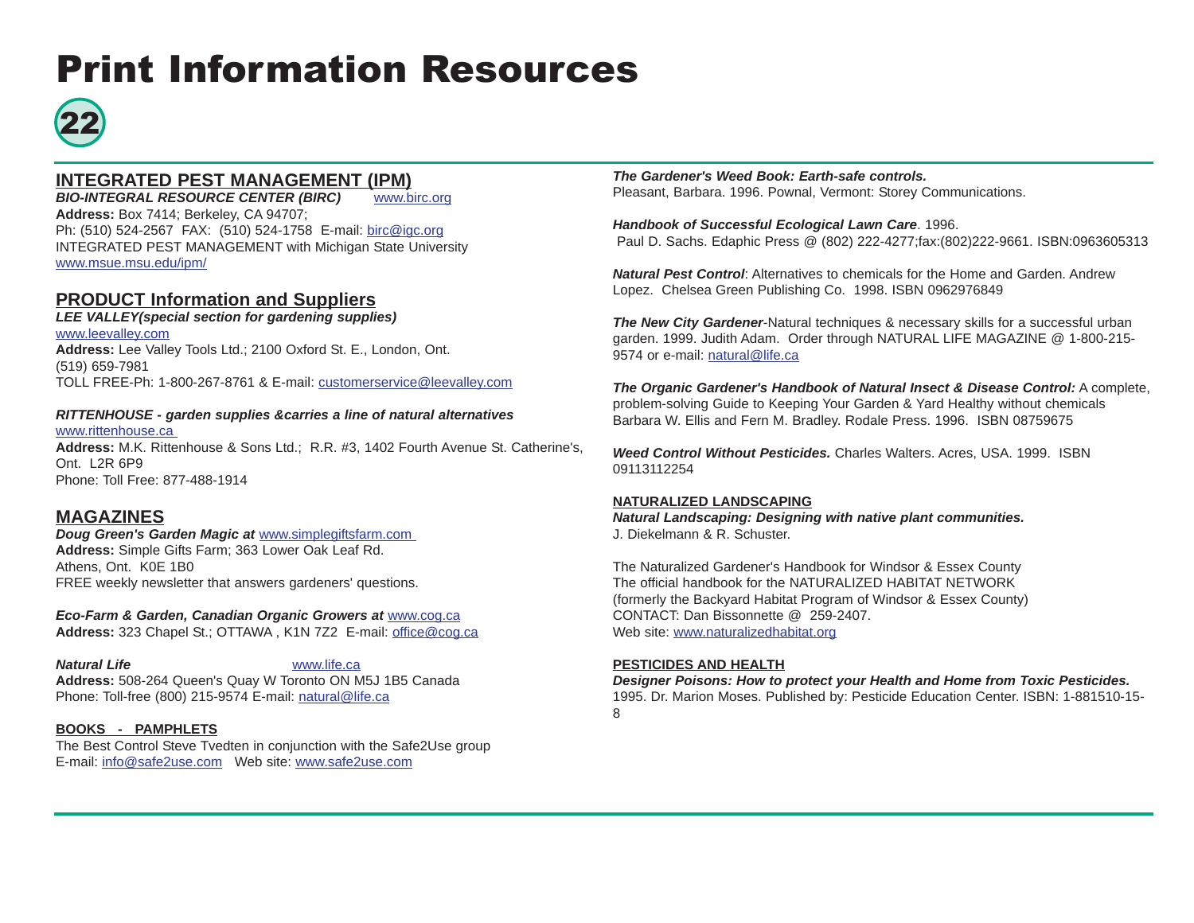# Print Information Resources

22

## INTEGRATED PEST MANAGEMENT (IPM)

***BIO-INTEGRAL RESOURCE CENTER (BIRC)*** www.birc.org
**Address:** Box 7414; Berkeley, CA 94707;
Ph: (510) 524-2567 FAX: (510) 524-1758 E-mail: birc@igc.org
INTEGRATED PEST MANAGEMENT with Michigan State University
www.msue.msu.edu/ipm/

## PRODUCT Information and Suppliers

***LEE VALLEY(special section for gardening supplies)***
www.leevalley.com
**Address:** Lee Valley Tools Ltd.; 2100 Oxford St. E., London, Ont.
(519) 659-7981
TOLL FREE-Ph: 1-800-267-8761 & E-mail: customerservice@leevalley.com

***RITTENHOUSE - garden supplies &carries a line of natural alternatives***
www.rittenhouse.ca
**Address:** M.K. Rittenhouse & Sons Ltd.; R.R. #3, 1402 Fourth Avenue St. Catherine's, Ont. L2R 6P9
Phone: Toll Free: 877-488-1914

## MAGAZINES

***Doug Green's Garden Magic at*** www.simplegiftsfarm.com
**Address:** Simple Gifts Farm; 363 Lower Oak Leaf Rd.
Athens, Ont. K0E 1B0
FREE weekly newsletter that answers gardeners' questions.

***Eco-Farm & Garden, Canadian Organic Growers at*** www.cog.ca
**Address:** 323 Chapel St.; OTTAWA , K1N 7Z2 E-mail: office@cog.ca

***Natural Life*** www.life.ca
**Address:** 508-264 Queen's Quay W Toronto ON M5J 1B5 Canada
Phone: Toll-free (800) 215-9574 E-mail: natural@life.ca

### BOOKS - PAMPHLETS

The Best Control Steve Tvedten in conjunction with the Safe2Use group
E-mail: info@safe2use.com Web site: www.safe2use.com

***The Gardener's Weed Book: Earth-safe controls.***
Pleasant, Barbara. 1996. Pownal, Vermont: Storey Communications.

***Handbook of Successful Ecological Lawn Care***. 1996.
Paul D. Sachs. Edaphic Press @ (802) 222-4277;fax:(802)222-9661. ISBN:0963605313

***Natural Pest Control***: Alternatives to chemicals for the Home and Garden. Andrew Lopez. Chelsea Green Publishing Co. 1998. ISBN 0962976849

***The New City Gardener***-Natural techniques & necessary skills for a successful urban garden. 1999. Judith Adam. Order through NATURAL LIFE MAGAZINE @ 1-800-215-9574 or e-mail: natural@life.ca

***The Organic Gardener's Handbook of Natural Insect & Disease Control:*** A complete, problem-solving Guide to Keeping Your Garden & Yard Healthy without chemicals Barbara W. Ellis and Fern M. Bradley. Rodale Press. 1996. ISBN 08759675

***Weed Control Without Pesticides.*** Charles Walters. Acres, USA. 1999. ISBN 09113112254

### NATURALIZED LANDSCAPING

***Natural Landscaping: Designing with native plant communities.***
J. Diekelmann & R. Schuster.

The Naturalized Gardener's Handbook for Windsor & Essex County
The official handbook for the NATURALIZED HABITAT NETWORK
(formerly the Backyard Habitat Program of Windsor & Essex County)
CONTACT: Dan Bissonnette @ 259-2407.
Web site: www.naturalizedhabitat.org

### PESTICIDES AND HEALTH

***Designer Poisons: How to protect your Health and Home from Toxic Pesticides.***
1995. Dr. Marion Moses. Published by: Pesticide Education Center. ISBN: 1-881510-15-8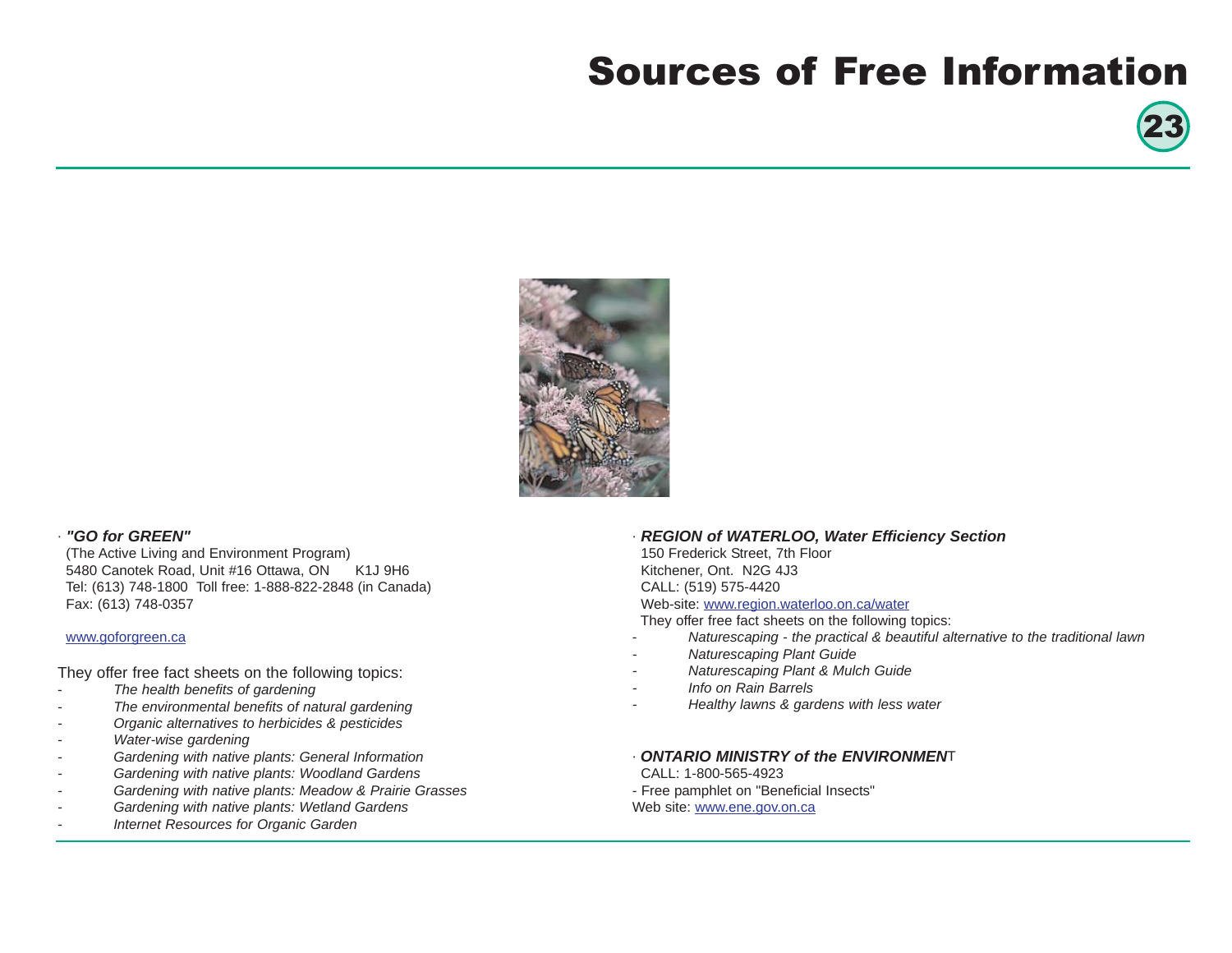# Sources of Free Information

· ***"GO for GREEN"***
(The Active Living and Environment Program)
5480 Canotek Road, Unit #16 Ottawa, ON K1J 9H6
Tel: (613) 748-1800 Toll free: 1-888-822-2848 (in Canada)
Fax: (613) 748-0357

www.goforgreen.ca

They offer free fact sheets on the following topics:

- *The health benefits of gardening*
- *The environmental benefits of natural gardening*
- *Organic alternatives to herbicides & pesticides*
- *Water-wise gardening*
- *Gardening with native plants: General Information*
- *Gardening with native plants: Woodland Gardens*
- *Gardening with native plants: Meadow & Prairie Grasses*
- *Gardening with native plants: Wetland Gardens*
- *Internet Resources for Organic Garden*

· ***REGION of WATERLOO, Water Efficiency Section***
150 Frederick Street, 7th Floor
Kitchener, Ont. N2G 4J3
CALL: (519) 575-4420
Web-site: www.region.waterloo.on.ca/water
They offer free fact sheets on the following topics:

- *Naturescaping - the practical & beautiful alternative to the traditional lawn*
- *Naturescaping Plant Guide*
- *Naturescaping Plant & Mulch Guide*
- *Info on Rain Barrels*
- *Healthy lawns & gardens with less water*

· ***ONTARIO MINISTRY of the ENVIRONMENT***
CALL: 1-800-565-4923
- Free pamphlet on "Beneficial Insects"
Web site: www.ene.gov.on.ca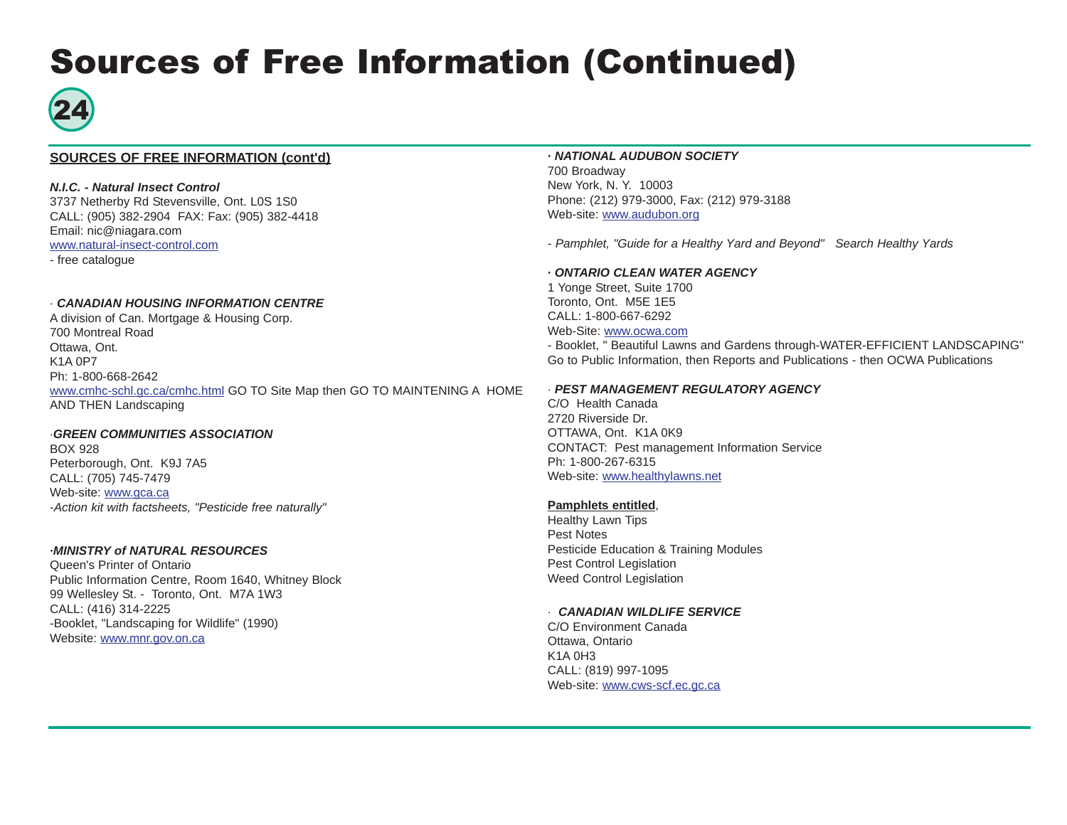# Sources of Free Information (Continued)

24

**SOURCES OF FREE INFORMATION (cont'd)**

***N.I.C. - Natural Insect Control***
3737 Netherby Rd Stevensville, Ont. L0S 1S0
CALL: (905) 382-2904 FAX: Fax: (905) 382-4418
Email: nic@niagara.com
www.natural-insect-control.com
- free catalogue

· ***CANADIAN HOUSING INFORMATION CENTRE***
A division of Can. Mortgage & Housing Corp.
700 Montreal Road
Ottawa, Ont.
K1A 0P7
Ph: 1-800-668-2642
www.cmhc-schl.gc.ca/cmhc.html GO TO Site Map then GO TO MAINTENING A HOME AND THEN Landscaping

·***GREEN COMMUNITIES ASSOCIATION***
BOX 928
Peterborough, Ont. K9J 7A5
CALL: (705) 745-7479
Web-site: www.gca.ca
*-Action kit with factsheets, "Pesticide free naturally"*

***·MINISTRY of NATURAL RESOURCES***
Queen's Printer of Ontario
Public Information Centre, Room 1640, Whitney Block
99 Wellesley St. - Toronto, Ont. M7A 1W3
CALL: (416) 314-2225
-Booklet, "Landscaping for Wildlife" (1990)
Website: www.mnr.gov.on.ca

***· NATIONAL AUDUBON SOCIETY***
700 Broadway
New York, N. Y. 10003
Phone: (212) 979-3000, Fax: (212) 979-3188
Web-site: www.audubon.org

*- Pamphlet, "Guide for a Healthy Yard and Beyond" Search Healthy Yards*

***· ONTARIO CLEAN WATER AGENCY***
1 Yonge Street, Suite 1700
Toronto, Ont. M5E 1E5
CALL: 1-800-667-6292
Web-Site: www.ocwa.com
- Booklet, " Beautiful Lawns and Gardens through-WATER-EFFICIENT LANDSCAPING" Go to Public Information, then Reports and Publications - then OCWA Publications

· ***PEST MANAGEMENT REGULATORY AGENCY***
C/O Health Canada
2720 Riverside Dr.
OTTAWA, Ont. K1A 0K9
CONTACT: Pest management Information Service
Ph: 1-800-267-6315
Web-site: www.healthylawns.net

**Pamphlets entitled**,
Healthy Lawn Tips
Pest Notes
Pesticide Education & Training Modules
Pest Control Legislation
Weed Control Legislation

· ***CANADIAN WILDLIFE SERVICE***
C/O Environment Canada
Ottawa, Ontario
K1A 0H3
CALL: (819) 997-1095
Web-site: www.cws-scf.ec.gc.ca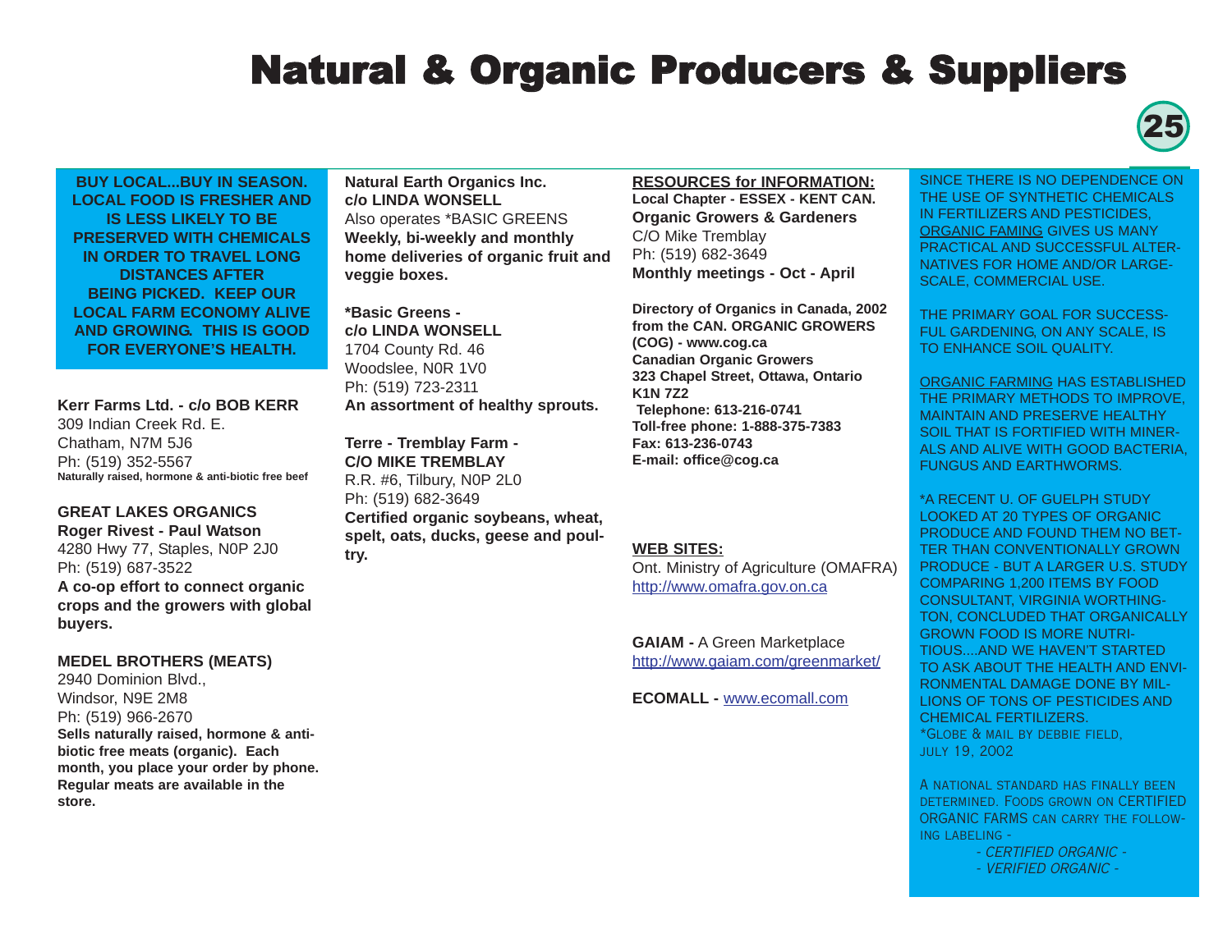# Natural & Organic Producers & Suppliers

**BUY LOCAL...BUY IN SEASON. LOCAL FOOD IS FRESHER AND IS LESS LIKELY TO BE PRESERVED WITH CHEMICALS IN ORDER TO TRAVEL LONG DISTANCES AFTER BEING PICKED. KEEP OUR LOCAL FARM ECONOMY ALIVE AND GROWING. THIS IS GOOD FOR EVERYONE'S HEALTH.**

**Kerr Farms Ltd. - c/o BOB KERR**
309 Indian Creek Rd. E.
Chatham, N7M 5J6
Ph: (519) 352-5567
**Naturally raised, hormone & anti-biotic free beef**

**GREAT LAKES ORGANICS**
**Roger Rivest - Paul Watson**
4280 Hwy 77, Staples, N0P 2J0
Ph: (519) 687-3522
**A co-op effort to connect organic crops and the growers with global buyers.**

**MEDEL BROTHERS (MEATS)**
2940 Dominion Blvd.,
Windsor, N9E 2M8
Ph: (519) 966-2670
**Sells naturally raised, hormone & anti-biotic free meats (organic). Each month, you place your order by phone. Regular meats are available in the store.**

**Natural Earth Organics Inc.**
**c/o LINDA WONSELL**
Also operates *BASIC GREENS
**Weekly, bi-weekly and monthly home deliveries of organic fruit and veggie boxes.**

***Basic Greens -**
**c/o LINDA WONSELL**
1704 County Rd. 46
Woodslee, N0R 1V0
Ph: (519) 723-2311
**An assortment of healthy sprouts.**

**Terre - Tremblay Farm -**
**C/O MIKE TREMBLAY**
R.R. #6, Tilbury, N0P 2L0
Ph: (519) 682-3649
**Certified organic soybeans, wheat, spelt, oats, ducks, geese and poultry.**

**RESOURCES for INFORMATION:**
**Local Chapter - ESSEX - KENT CAN.**
**Organic Growers & Gardeners**
C/O Mike Tremblay
Ph: (519) 682-3649
**Monthly meetings - Oct - April**

**Directory of Organics in Canada, 2002 from the CAN. ORGANIC GROWERS (COG) - www.cog.ca**
**Canadian Organic Growers**
**323 Chapel Street, Ottawa, Ontario**
**K1N 7Z2**
**Telephone: 613-216-0741**
**Toll-free phone: 1-888-375-7383**
**Fax: 613-236-0743**
**E-mail: office@cog.ca**

**WEB SITES:**
Ont. Ministry of Agriculture (OMAFRA)
http://www.omafra.gov.on.ca

**GAIAM -** A Green Marketplace
http://www.gaiam.com/greenmarket/

**ECOMALL -** www.ecomall.com

SINCE THERE IS NO DEPENDENCE ON THE USE OF SYNTHETIC CHEMICALS IN FERTILIZERS AND PESTICIDES, ORGANIC FAMING GIVES US MANY PRACTICAL AND SUCCESSFUL ALTERNATIVES FOR HOME AND/OR LARGE-SCALE, COMMERCIAL USE.

THE PRIMARY GOAL FOR SUCCESSFUL GARDENING, ON ANY SCALE, IS TO ENHANCE SOIL QUALITY.

ORGANIC FARMING HAS ESTABLISHED THE PRIMARY METHODS TO IMPROVE, MAINTAIN AND PRESERVE HEALTHY SOIL THAT IS FORTIFIED WITH MINERALS AND ALIVE WITH GOOD BACTERIA, FUNGUS AND EARTHWORMS.

*A RECENT U. OF GUELPH STUDY LOOKED AT 20 TYPES OF ORGANIC PRODUCE AND FOUND THEM NO BETTER THAN CONVENTIONALLY GROWN PRODUCE - BUT A LARGER U.S. STUDY COMPARING 1,200 ITEMS BY FOOD CONSULTANT, VIRGINIA WORTHINGTON, CONCLUDED THAT ORGANICALLY GROWN FOOD IS MORE NUTRITIOUS....AND WE HAVEN'T STARTED TO ASK ABOUT THE HEALTH AND ENVIRONMENTAL DAMAGE DONE BY MILLIONS OF TONS OF PESTICIDES AND CHEMICAL FERTILIZERS.
*GLOBE & MAIL BY DEBBIE FIELD, JULY 19, 2002

A NATIONAL STANDARD HAS FINALLY BEEN DETERMINED. FOODS GROWN ON CERTIFIED ORGANIC FARMS CAN CARRY THE FOLLOWING LABELING -

*- CERTIFIED ORGANIC -*
*- VERIFIED ORGANIC -*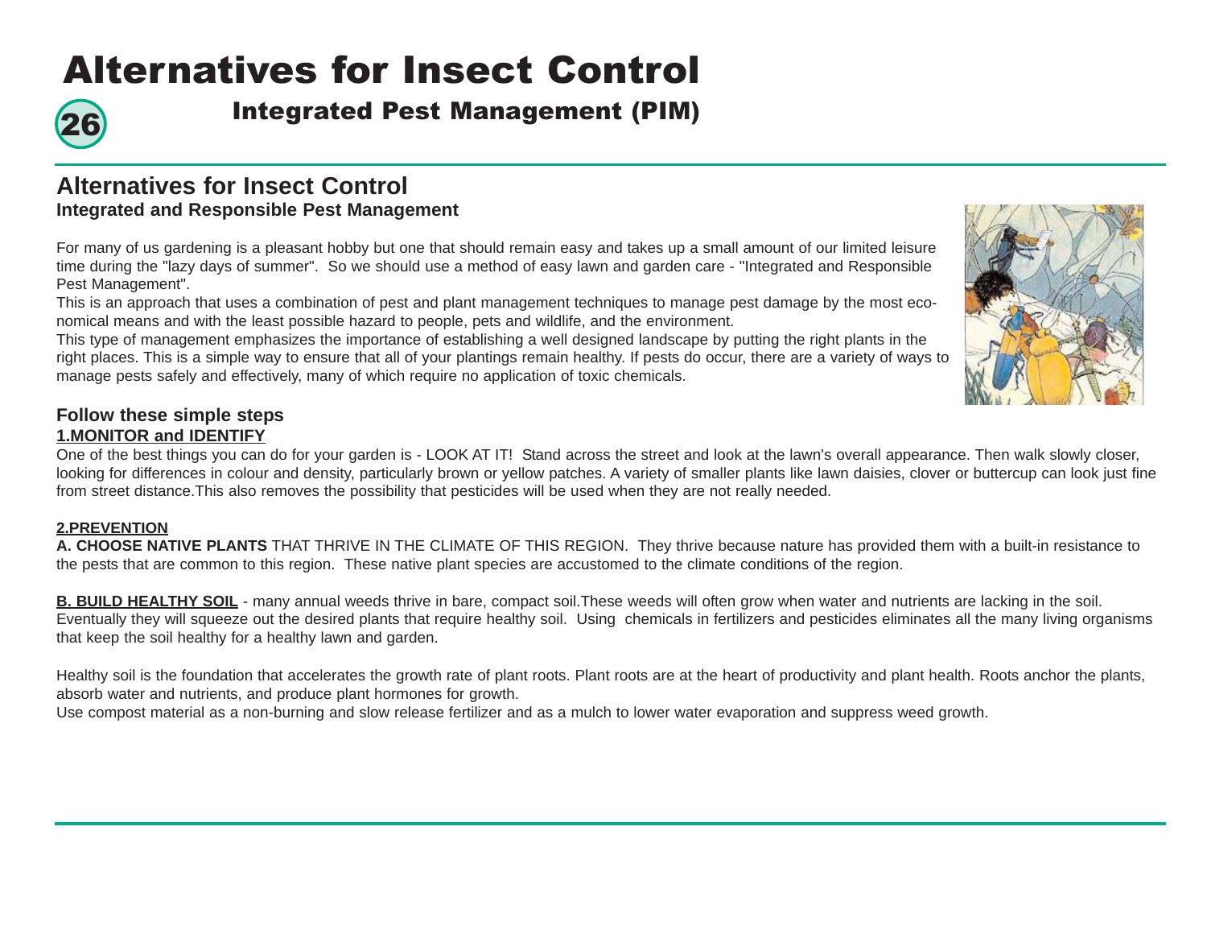# Alternatives for Insect Control

## Integrated Pest Management (PIM)

## Alternatives for Insect Control

**Integrated and Responsible Pest Management**

For many of us gardening is a pleasant hobby but one that should remain easy and takes up a small amount of our limited leisure time during the "lazy days of summer". So we should use a method of easy lawn and garden care - "Integrated and Responsible Pest Management".

This is an approach that uses a combination of pest and plant management techniques to manage pest damage by the most economical means and with the least possible hazard to people, pets and wildlife, and the environment.

This type of management emphasizes the importance of establishing a well designed landscape by putting the right plants in the right places. This is a simple way to ensure that all of your plantings remain healthy. If pests do occur, there are a variety of ways to manage pests safely and effectively, many of which require no application of toxic chemicals.

### Follow these simple steps

**1.MONITOR and IDENTIFY**

One of the best things you can do for your garden is - LOOK AT IT! Stand across the street and look at the lawn's overall appearance. Then walk slowly closer, looking for differences in colour and density, particularly brown or yellow patches. A variety of smaller plants like lawn daisies, clover or buttercup can look just fine from street distance.This also removes the possibility that pesticides will be used when they are not really needed.

**2.PREVENTION**

**A. CHOOSE NATIVE PLANTS** THAT THRIVE IN THE CLIMATE OF THIS REGION. They thrive because nature has provided them with a built-in resistance to the pests that are common to this region. These native plant species are accustomed to the climate conditions of the region.

**B. BUILD HEALTHY SOIL** - many annual weeds thrive in bare, compact soil.These weeds will often grow when water and nutrients are lacking in the soil. Eventually they will squeeze out the desired plants that require healthy soil. Using chemicals in fertilizers and pesticides eliminates all the many living organisms that keep the soil healthy for a healthy lawn and garden.

Healthy soil is the foundation that accelerates the growth rate of plant roots. Plant roots are at the heart of productivity and plant health. Roots anchor the plants, absorb water and nutrients, and produce plant hormones for growth.

Use compost material as a non-burning and slow release fertilizer and as a mulch to lower water evaporation and suppress weed growth.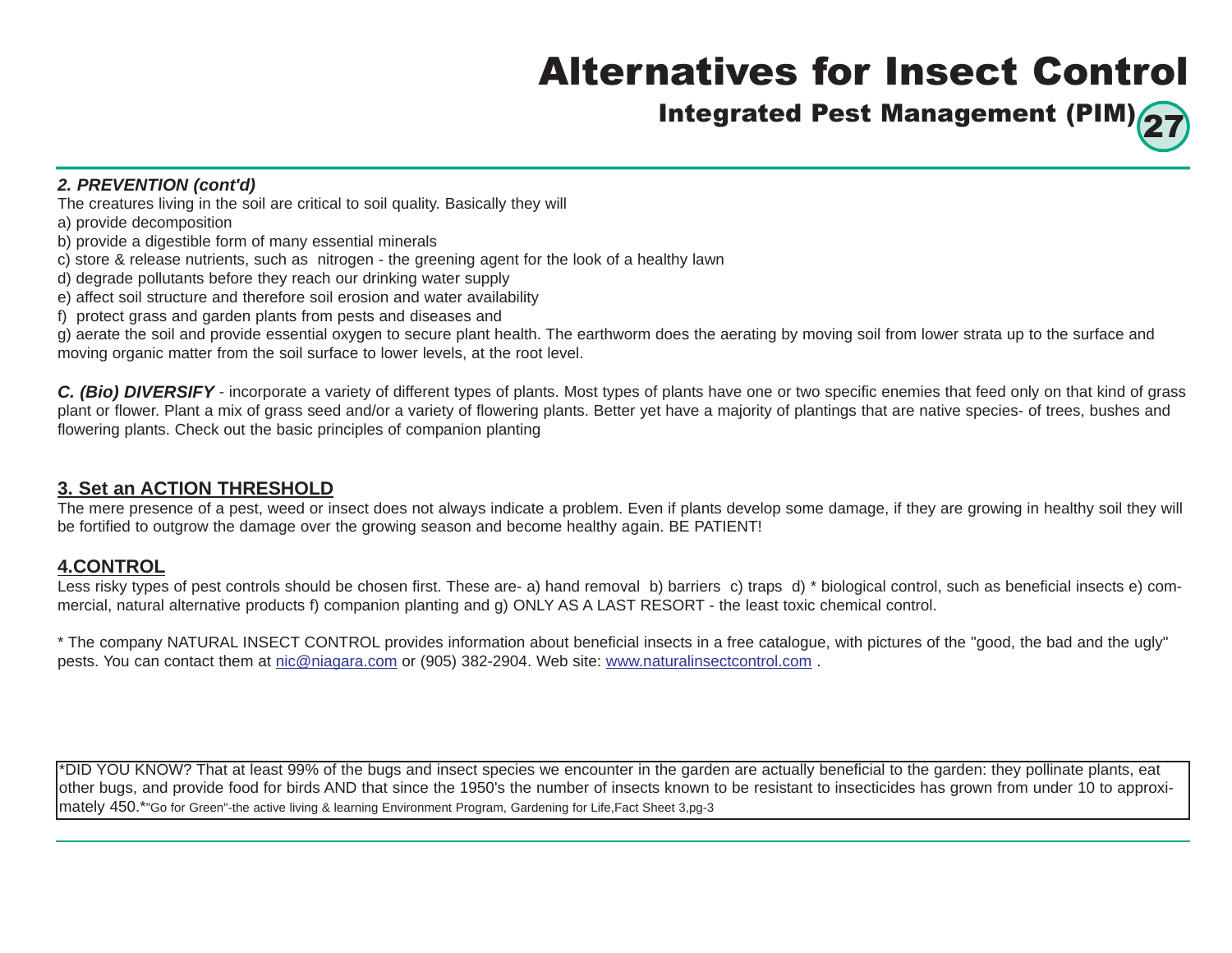# Alternatives for Insect Control

## Integrated Pest Management (PIM)

***2. PREVENTION (cont'd)***

The creatures living in the soil are critical to soil quality. Basically they will

a) provide decomposition
b) provide a digestible form of many essential minerals
c) store & release nutrients, such as nitrogen - the greening agent for the look of a healthy lawn
d) degrade pollutants before they reach our drinking water supply
e) affect soil structure and therefore soil erosion and water availability
f) protect grass and garden plants from pests and diseases and
g) aerate the soil and provide essential oxygen to secure plant health. The earthworm does the aerating by moving soil from lower strata up to the surface and moving organic matter from the soil surface to lower levels, at the root level.

***C. (Bio) DIVERSIFY*** - incorporate a variety of different types of plants. Most types of plants have one or two specific enemies that feed only on that kind of grass plant or flower. Plant a mix of grass seed and/or a variety of flowering plants. Better yet have a majority of plantings that are native species- of trees, bushes and flowering plants. Check out the basic principles of companion planting

### 3. Set an ACTION THRESHOLD

The mere presence of a pest, weed or insect does not always indicate a problem. Even if plants develop some damage, if they are growing in healthy soil they will be fortified to outgrow the damage over the growing season and become healthy again. BE PATIENT!

### 4.CONTROL

Less risky types of pest controls should be chosen first. These are- a) hand removal b) barriers c) traps d) * biological control, such as beneficial insects e) commercial, natural alternative products f) companion planting and g) ONLY AS A LAST RESORT - the least toxic chemical control.

* The company NATURAL INSECT CONTROL provides information about beneficial insects in a free catalogue, with pictures of the "good, the bad and the ugly" pests. You can contact them at nic@niagara.com or (905) 382-2904. Web site: www.naturalinsectcontrol.com .

*DID YOU KNOW? That at least 99% of the bugs and insect species we encounter in the garden are actually beneficial to the garden: they pollinate plants, eat other bugs, and provide food for birds AND that since the 1950's the number of insects known to be resistant to insecticides has grown from under 10 to approximately 450.*"Go for Green"-the active living & learning Environment Program, Gardening for Life,Fact Sheet 3,pg-3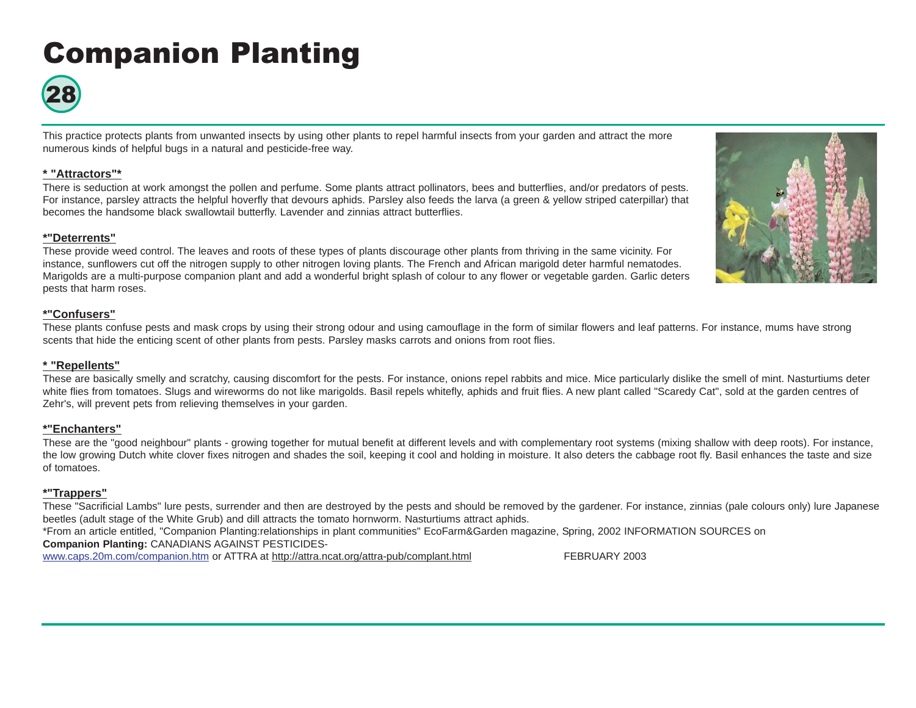# Companion Planting

28

This practice protects plants from unwanted insects by using other plants to repel harmful insects from your garden and attract the more numerous kinds of helpful bugs in a natural and pesticide-free way.

**\* "Attractors"\***

There is seduction at work amongst the pollen and perfume. Some plants attract pollinators, bees and butterflies, and/or predators of pests. For instance, parsley attracts the helpful hoverfly that devours aphids. Parsley also feeds the larva (a green & yellow striped caterpillar) that becomes the handsome black swallowtail butterfly. Lavender and zinnias attract butterflies.

**\*"Deterrents"**

These provide weed control. The leaves and roots of these types of plants discourage other plants from thriving in the same vicinity. For instance, sunflowers cut off the nitrogen supply to other nitrogen loving plants. The French and African marigold deter harmful nematodes. Marigolds are a multi-purpose companion plant and add a wonderful bright splash of colour to any flower or vegetable garden. Garlic deters pests that harm roses.

**\*"Confusers"**

These plants confuse pests and mask crops by using their strong odour and using camouflage in the form of similar flowers and leaf patterns. For instance, mums have strong scents that hide the enticing scent of other plants from pests. Parsley masks carrots and onions from root flies.

**\* "Repellents"**

These are basically smelly and scratchy, causing discomfort for the pests. For instance, onions repel rabbits and mice. Mice particularly dislike the smell of mint. Nasturtiums deter white flies from tomatoes. Slugs and wireworms do not like marigolds. Basil repels whitefly, aphids and fruit flies. A new plant called "Scaredy Cat", sold at the garden centres of Zehr's, will prevent pets from relieving themselves in your garden.

**\*"Enchanters"**

These are the "good neighbour" plants - growing together for mutual benefit at different levels and with complementary root systems (mixing shallow with deep roots). For instance, the low growing Dutch white clover fixes nitrogen and shades the soil, keeping it cool and holding in moisture. It also deters the cabbage root fly. Basil enhances the taste and size of tomatoes.

**\*"Trappers"**

These "Sacrificial Lambs" lure pests, surrender and then are destroyed by the pests and should be removed by the gardener. For instance, zinnias (pale colours only) lure Japanese beetles (adult stage of the White Grub) and dill attracts the tomato hornworm. Nasturtiums attract aphids.

\*From an article entitled, "Companion Planting:relationships in plant communities" EcoFarm&Garden magazine, Spring, 2002 INFORMATION SOURCES on **Companion Planting:** CANADIANS AGAINST PESTICIDES-
www.caps.20m.com/companion.htm or ATTRA at http://attra.ncat.org/attra-pub/complant.html

FEBRUARY 2003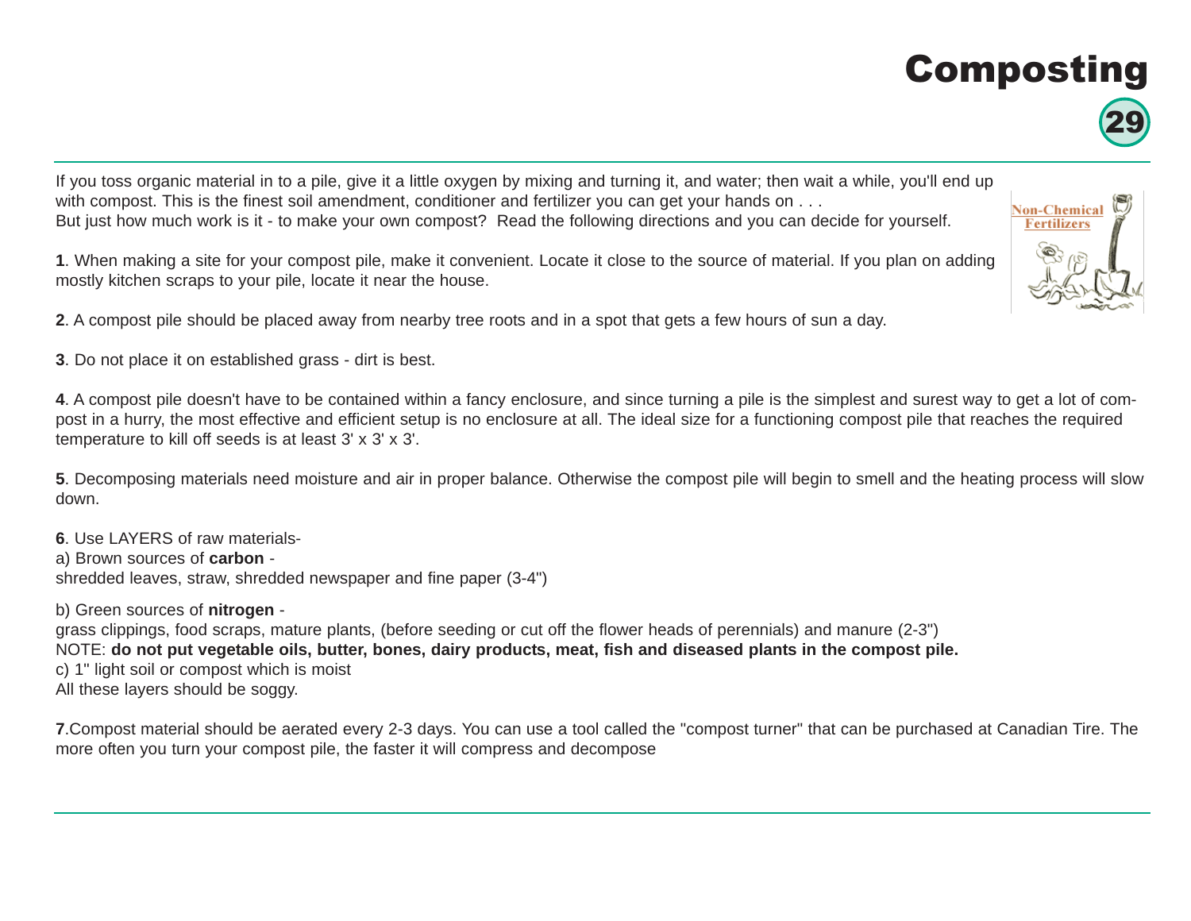# Composting

If you toss organic material in to a pile, give it a little oxygen by mixing and turning it, and water; then wait a while, you'll end up with compost. This is the finest soil amendment, conditioner and fertilizer you can get your hands on . . .
But just how much work is it - to make your own compost? Read the following directions and you can decide for yourself.

**1**. When making a site for your compost pile, make it convenient. Locate it close to the source of material. If you plan on adding mostly kitchen scraps to your pile, locate it near the house.

**2**. A compost pile should be placed away from nearby tree roots and in a spot that gets a few hours of sun a day.

**3**. Do not place it on established grass - dirt is best.

**4**. A compost pile doesn't have to be contained within a fancy enclosure, and since turning a pile is the simplest and surest way to get a lot of compost in a hurry, the most effective and efficient setup is no enclosure at all. The ideal size for a functioning compost pile that reaches the required temperature to kill off seeds is at least 3' x 3' x 3'.

**5**. Decomposing materials need moisture and air in proper balance. Otherwise the compost pile will begin to smell and the heating process will slow down.

**6**. Use LAYERS of raw materials-
a) Brown sources of **carbon** -
shredded leaves, straw, shredded newspaper and fine paper (3-4")

b) Green sources of **nitrogen** -
grass clippings, food scraps, mature plants, (before seeding or cut off the flower heads of perennials) and manure (2-3")
NOTE: **do not put vegetable oils, butter, bones, dairy products, meat, fish and diseased plants in the compost pile.**
c) 1" light soil or compost which is moist
All these layers should be soggy.

**7**.Compost material should be aerated every 2-3 days. You can use a tool called the "compost turner" that can be purchased at Canadian Tire. The more often you turn your compost pile, the faster it will compress and decompose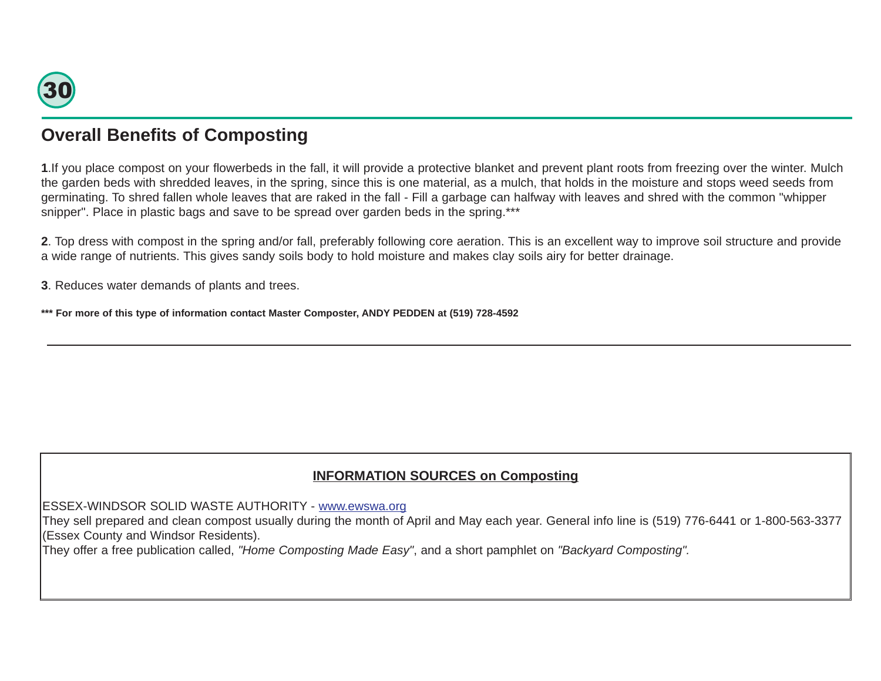## Overall Benefits of Composting

**1**.If you place compost on your flowerbeds in the fall, it will provide a protective blanket and prevent plant roots from freezing over the winter. Mulch the garden beds with shredded leaves, in the spring, since this is one material, as a mulch, that holds in the moisture and stops weed seeds from germinating. To shred fallen whole leaves that are raked in the fall - Fill a garbage can halfway with leaves and shred with the common "whipper snipper". Place in plastic bags and save to be spread over garden beds in the spring.***

**2**. Top dress with compost in the spring and/or fall, preferably following core aeration. This is an excellent way to improve soil structure and provide a wide range of nutrients. This gives sandy soils body to hold moisture and makes clay soils airy for better drainage.

**3**. Reduces water demands of plants and trees.

**\*\*\* For more of this type of information contact Master Composter, ANDY PEDDEN at (519) 728-4592**

---

### INFORMATION SOURCES on Composting

ESSEX-WINDSOR SOLID WASTE AUTHORITY - www.ewswa.org
They sell prepared and clean compost usually during the month of April and May each year. General info line is (519) 776-6441 or 1-800-563-3377 (Essex County and Windsor Residents).
They offer a free publication called, *"Home Composting Made Easy"*, and a short pamphlet on *"Backyard Composting".*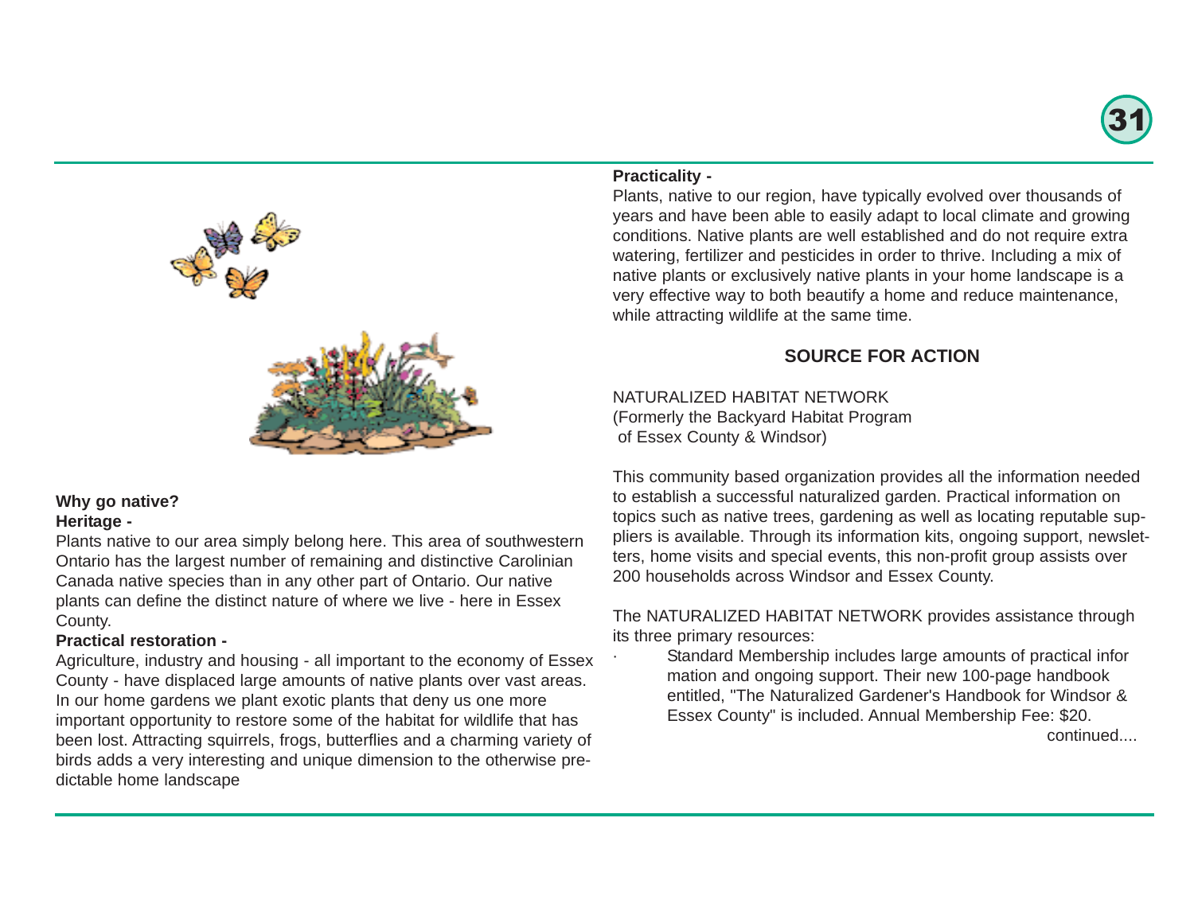**Why go native?**

**Heritage -**

Plants native to our area simply belong here. This area of southwestern Ontario has the largest number of remaining and distinctive Carolinian Canada native species than in any other part of Ontario. Our native plants can define the distinct nature of where we live - here in Essex County.

**Practical restoration -**

Agriculture, industry and housing - all important to the economy of Essex County - have displaced large amounts of native plants over vast areas. In our home gardens we plant exotic plants that deny us one more important opportunity to restore some of the habitat for wildlife that has been lost. Attracting squirrels, frogs, butterflies and a charming variety of birds adds a very interesting and unique dimension to the otherwise predictable home landscape

**Practicality -**

Plants, native to our region, have typically evolved over thousands of years and have been able to easily adapt to local climate and growing conditions. Native plants are well established and do not require extra watering, fertilizer and pesticides in order to thrive. Including a mix of native plants or exclusively native plants in your home landscape is a very effective way to both beautify a home and reduce maintenance, while attracting wildlife at the same time.

## SOURCE FOR ACTION

NATURALIZED HABITAT NETWORK
(Formerly the Backyard Habitat Program
of Essex County & Windsor)

This community based organization provides all the information needed to establish a successful naturalized garden. Practical information on topics such as native trees, gardening as well as locating reputable suppliers is available. Through its information kits, ongoing support, newsletters, home visits and special events, this non-profit group assists over 200 households across Windsor and Essex County.

The NATURALIZED HABITAT NETWORK provides assistance through its three primary resources:

- Standard Membership includes large amounts of practical information and ongoing support. Their new 100-page handbook entitled, "The Naturalized Gardener's Handbook for Windsor & Essex County" is included. Annual Membership Fee: $20.

continued....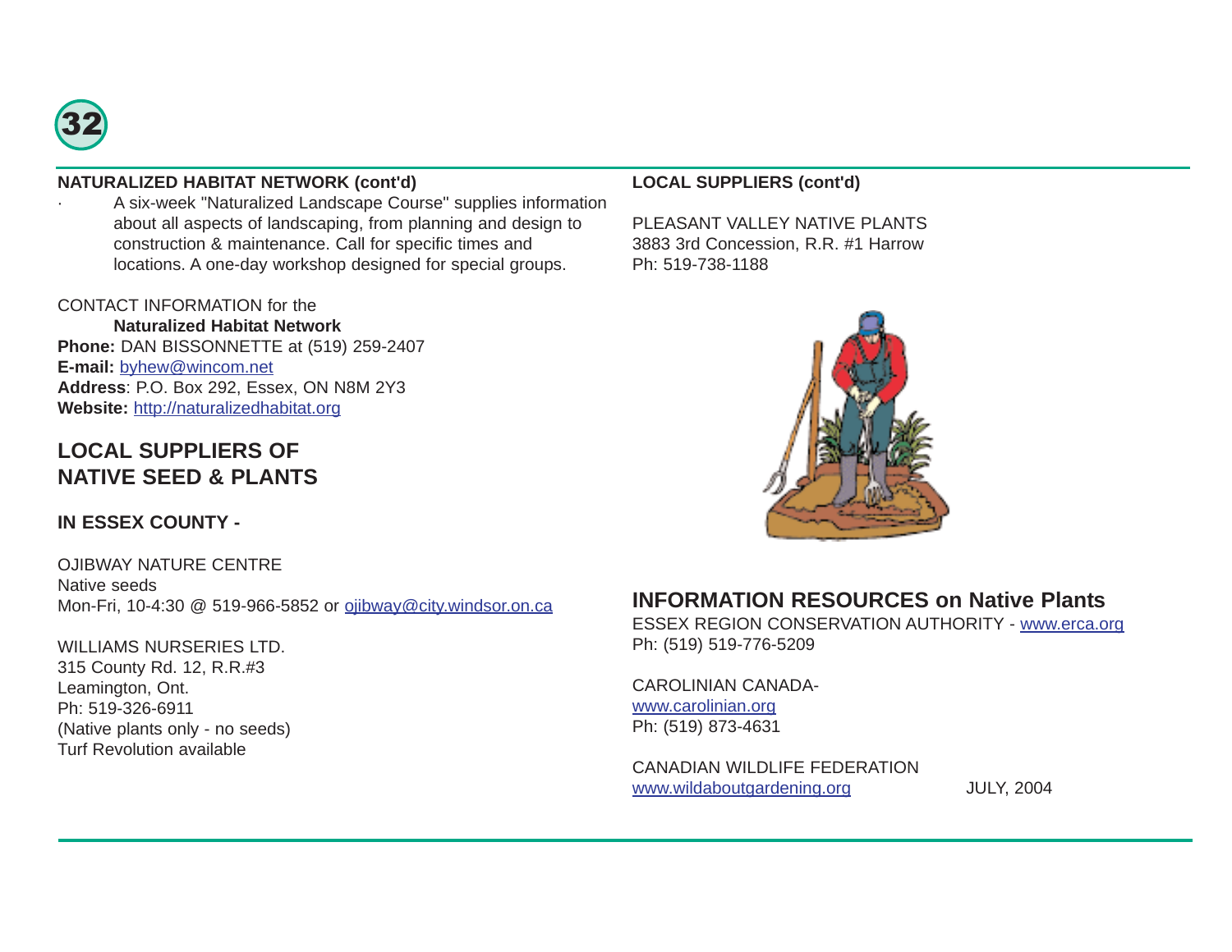**NATURALIZED HABITAT NETWORK (cont'd)**

- A six-week "Naturalized Landscape Course" supplies information about all aspects of landscaping, from planning and design to construction & maintenance. Call for specific times and locations. A one-day workshop designed for special groups.

CONTACT INFORMATION for the
**Naturalized Habitat Network**
**Phone:** DAN BISSONNETTE at (519) 259-2407
**E-mail:** byhew@wincom.net
**Address**: P.O. Box 292, Essex, ON N8M 2Y3
**Website:** http://naturalizedhabitat.org

## LOCAL SUPPLIERS OF NATIVE SEED & PLANTS

**IN ESSEX COUNTY -**

OJIBWAY NATURE CENTRE
Native seeds
Mon-Fri, 10-4:30 @ 519-966-5852 or ojibway@city.windsor.on.ca

WILLIAMS NURSERIES LTD.
315 County Rd. 12, R.R.#3
Leamington, Ont.
Ph: 519-326-6911
(Native plants only - no seeds)
Turf Revolution available

**LOCAL SUPPLIERS (cont'd)**

PLEASANT VALLEY NATIVE PLANTS
3883 3rd Concession, R.R. #1 Harrow
Ph: 519-738-1188

## INFORMATION RESOURCES on Native Plants

ESSEX REGION CONSERVATION AUTHORITY - www.erca.org
Ph: (519) 519-776-5209

CAROLINIAN CANADA-
www.carolinian.org
Ph: (519) 873-4631

CANADIAN WILDLIFE FEDERATION
www.wildaboutgardening.org

JULY, 2004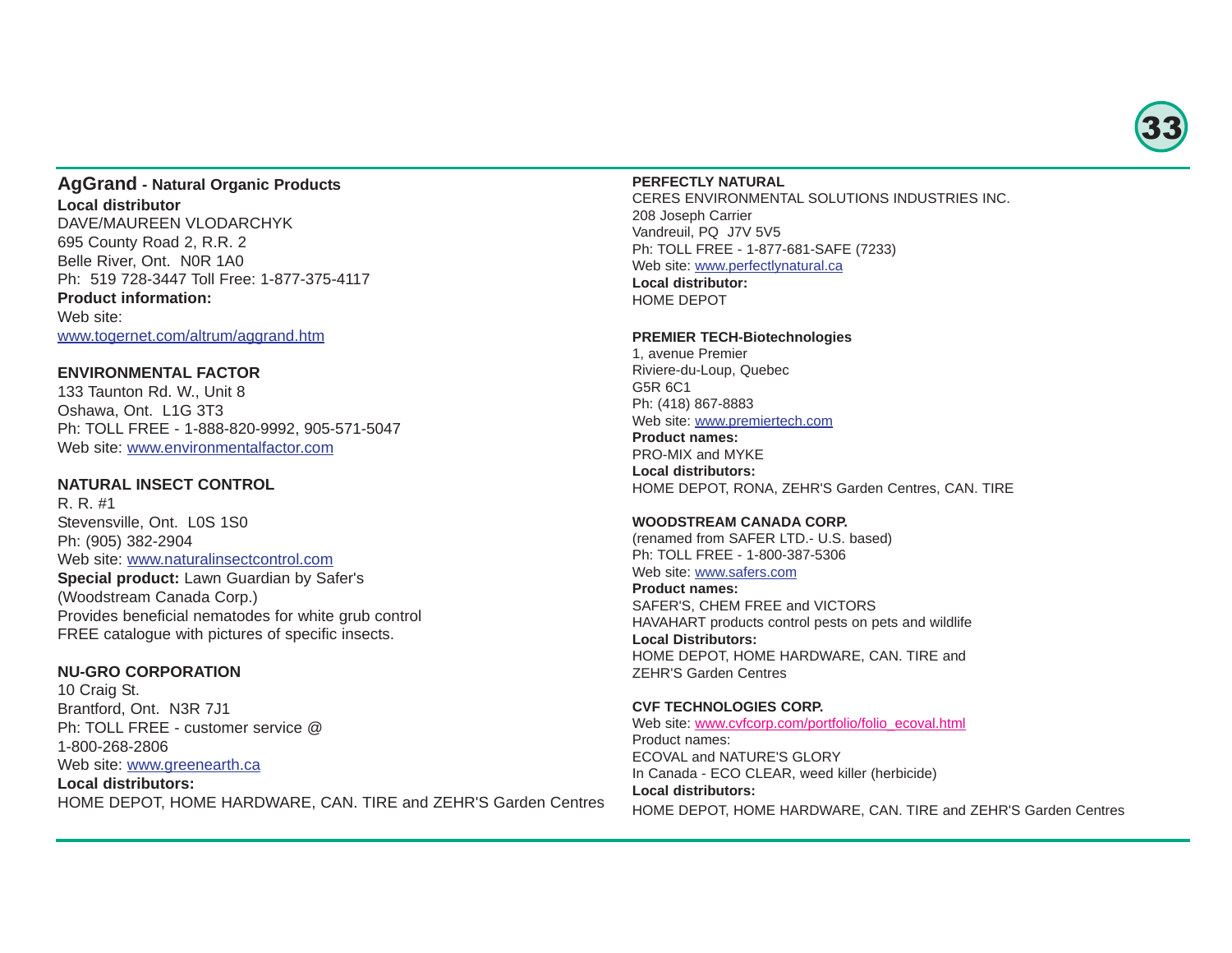## AgGrand - Natural Organic Products

**Local distributor**
DAVE/MAUREEN VLODARCHYK
695 County Road 2, R.R. 2
Belle River, Ont.  N0R 1A0
Ph:  519 728-3447 Toll Free: 1-877-375-4117
**Product information:**
Web site:
www.togernet.com/altrum/aggrand.htm

### ENVIRONMENTAL FACTOR

133 Taunton Rd. W., Unit 8
Oshawa, Ont.  L1G 3T3
Ph: TOLL FREE - 1-888-820-9992, 905-571-5047
Web site: www.environmentalfactor.com

### NATURAL INSECT CONTROL

R. R. #1
Stevensville, Ont.  L0S 1S0
Ph: (905) 382-2904
Web site: www.naturalinsectcontrol.com
**Special product:** Lawn Guardian by Safer's (Woodstream Canada Corp.)
Provides beneficial nematodes for white grub control
FREE catalogue with pictures of specific insects.

### NU-GRO CORPORATION

10 Craig St.
Brantford, Ont.  N3R 7J1
Ph: TOLL FREE - customer service @ 1-800-268-2806
Web site: www.greenearth.ca
**Local distributors:**
HOME DEPOT, HOME HARDWARE, CAN. TIRE and ZEHR'S Garden Centres

### PERFECTLY NATURAL

CERES ENVIRONMENTAL SOLUTIONS INDUSTRIES INC.
208 Joseph Carrier
Vandreuil, PQ  J7V 5V5
Ph: TOLL FREE - 1-877-681-SAFE (7233)
Web site: www.perfectlynatural.ca
**Local distributor:**
HOME DEPOT

### PREMIER TECH-Biotechnologies

1, avenue Premier
Riviere-du-Loup, Quebec
G5R 6C1
Ph: (418) 867-8883
Web site: www.premiertech.com
**Product names:**
PRO-MIX and MYKE
**Local distributors:**
HOME DEPOT, RONA, ZEHR'S Garden Centres, CAN. TIRE

### WOODSTREAM CANADA CORP.

(renamed from SAFER LTD.- U.S. based)
Ph: TOLL FREE - 1-800-387-5306
Web site: www.safers.com
**Product names:**
SAFER'S, CHEM FREE and VICTORS
HAVAHART products control pests on pets and wildlife
**Local Distributors:**
HOME DEPOT, HOME HARDWARE, CAN. TIRE and ZEHR'S Garden Centres

### CVF TECHNOLOGIES CORP.

Web site: www.cvfcorp.com/portfolio/folio_ecoval.html
Product names:
ECOVAL and NATURE'S GLORY
In Canada - ECO CLEAR, weed killer (herbicide)
**Local distributors:**
HOME DEPOT, HOME HARDWARE, CAN. TIRE and ZEHR'S Garden Centres